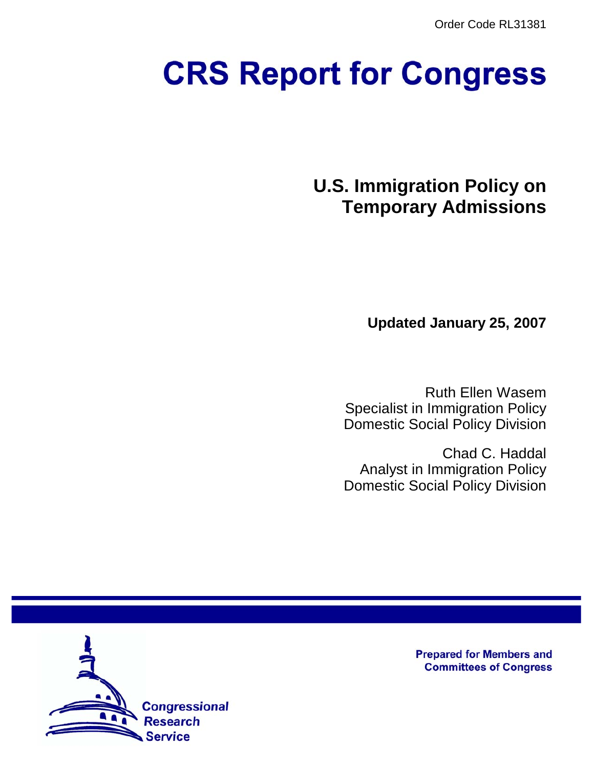Order Code RL31381

# CRS Report for Congress

## U.S. Immigration Policy on Temporary Admissions

**Updated January 25, 2007**

Ruth Ellen Wasem
Specialist in Immigration Policy
Domestic Social Policy Division

Chad C. Haddal
Analyst in Immigration Policy
Domestic Social Policy Division

Prepared for Members and Committees of Congress

Congressional Research Service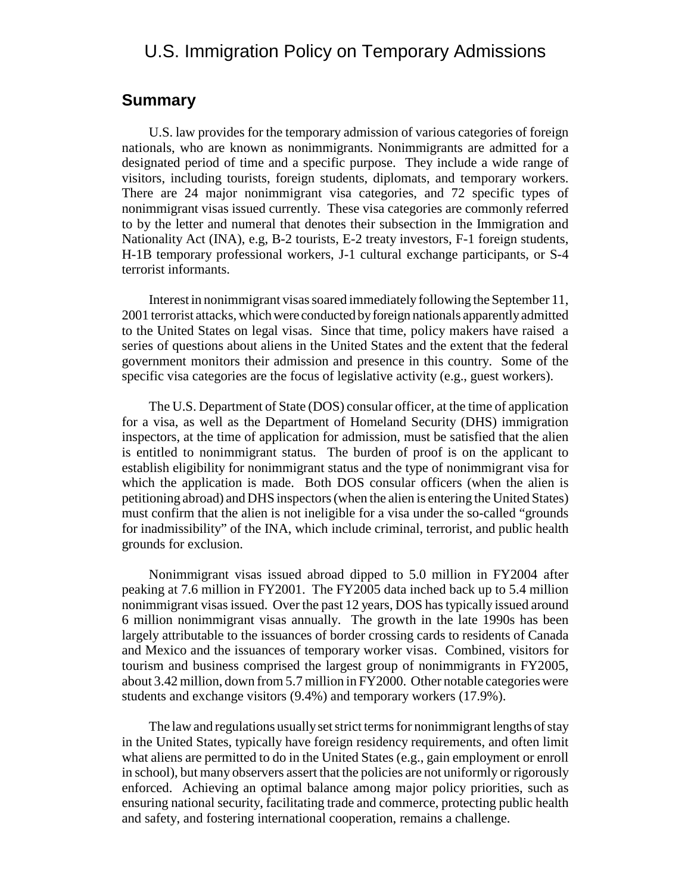# U.S. Immigration Policy on Temporary Admissions

## Summary

U.S. law provides for the temporary admission of various categories of foreign nationals, who are known as nonimmigrants. Nonimmigrants are admitted for a designated period of time and a specific purpose. They include a wide range of visitors, including tourists, foreign students, diplomats, and temporary workers. There are 24 major nonimmigrant visa categories, and 72 specific types of nonimmigrant visas issued currently. These visa categories are commonly referred to by the letter and numeral that denotes their subsection in the Immigration and Nationality Act (INA), e.g, B-2 tourists, E-2 treaty investors, F-1 foreign students, H-1B temporary professional workers, J-1 cultural exchange participants, or S-4 terrorist informants.

Interest in nonimmigrant visas soared immediately following the September 11, 2001 terrorist attacks, which were conducted by foreign nationals apparently admitted to the United States on legal visas. Since that time, policy makers have raised a series of questions about aliens in the United States and the extent that the federal government monitors their admission and presence in this country. Some of the specific visa categories are the focus of legislative activity (e.g., guest workers).

The U.S. Department of State (DOS) consular officer, at the time of application for a visa, as well as the Department of Homeland Security (DHS) immigration inspectors, at the time of application for admission, must be satisfied that the alien is entitled to nonimmigrant status. The burden of proof is on the applicant to establish eligibility for nonimmigrant status and the type of nonimmigrant visa for which the application is made. Both DOS consular officers (when the alien is petitioning abroad) and DHS inspectors (when the alien is entering the United States) must confirm that the alien is not ineligible for a visa under the so-called "grounds for inadmissibility" of the INA, which include criminal, terrorist, and public health grounds for exclusion.

Nonimmigrant visas issued abroad dipped to 5.0 million in FY2004 after peaking at 7.6 million in FY2001. The FY2005 data inched back up to 5.4 million nonimmigrant visas issued. Over the past 12 years, DOS has typically issued around 6 million nonimmigrant visas annually. The growth in the late 1990s has been largely attributable to the issuances of border crossing cards to residents of Canada and Mexico and the issuances of temporary worker visas. Combined, visitors for tourism and business comprised the largest group of nonimmigrants in FY2005, about 3.42 million, down from 5.7 million in FY2000. Other notable categories were students and exchange visitors (9.4%) and temporary workers (17.9%).

The law and regulations usually set strict terms for nonimmigrant lengths of stay in the United States, typically have foreign residency requirements, and often limit what aliens are permitted to do in the United States (e.g., gain employment or enroll in school), but many observers assert that the policies are not uniformly or rigorously enforced. Achieving an optimal balance among major policy priorities, such as ensuring national security, facilitating trade and commerce, protecting public health and safety, and fostering international cooperation, remains a challenge.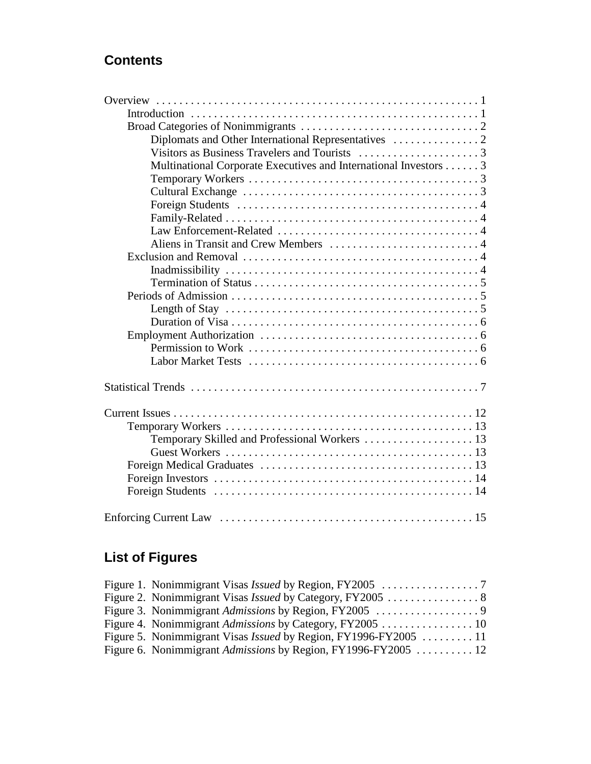## Contents

- Overview 1
  - Introduction 1
  - Broad Categories of Nonimmigrants 2
    - Diplomats and Other International Representatives 2
    - Visitors as Business Travelers and Tourists 3
    - Multinational Corporate Executives and International Investors 3
    - Temporary Workers 3
    - Cultural Exchange 3
    - Foreign Students 4
    - Family-Related 4
    - Law Enforcement-Related 4
    - Aliens in Transit and Crew Members 4
  - Exclusion and Removal 4
    - Inadmissibility 4
    - Termination of Status 5
  - Periods of Admission 5
    - Length of Stay 5
    - Duration of Visa 6
  - Employment Authorization 6
    - Permission to Work 6
    - Labor Market Tests 6
- Statistical Trends 7
- Current Issues 12
  - Temporary Workers 13
    - Temporary Skilled and Professional Workers 13
    - Guest Workers 13
  - Foreign Medical Graduates 13
  - Foreign Investors 14
  - Foreign Students 14
- Enforcing Current Law 15

## List of Figures

- Figure 1. Nonimmigrant Visas *Issued* by Region, FY2005 7
- Figure 2. Nonimmigrant Visas *Issued* by Category, FY2005 8
- Figure 3. Nonimmigrant *Admissions* by Region, FY2005 9
- Figure 4. Nonimmigrant *Admissions* by Category, FY2005 10
- Figure 5. Nonimmigrant Visas *Issued* by Region, FY1996-FY2005 11
- Figure 6. Nonimmigrant *Admissions* by Region, FY1996-FY2005 12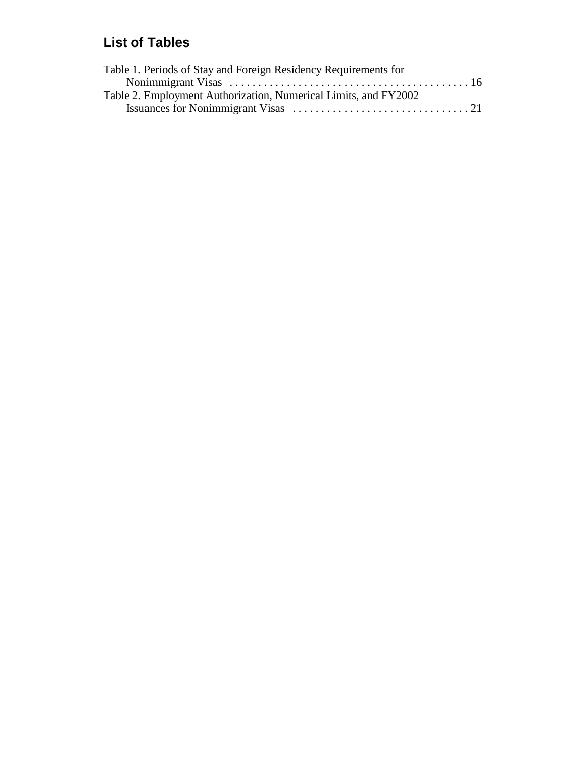## List of Tables

Table 1. Periods of Stay and Foreign Residency Requirements for Nonimmigrant Visas . . . . . . . . . . . . . . . . . . . . . . . . . . . . . . . . . . . . . . . . . 16

Table 2. Employment Authorization, Numerical Limits, and FY2002 Issuances for Nonimmigrant Visas . . . . . . . . . . . . . . . . . . . . . . . . . . . . . . . 21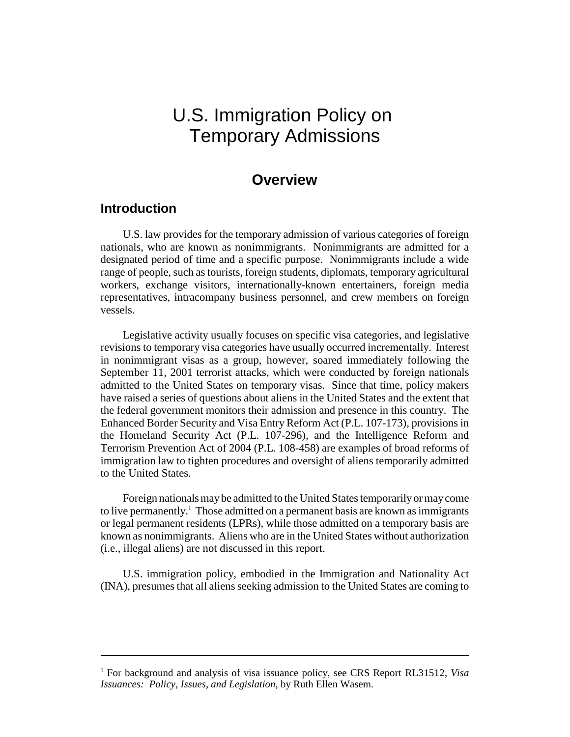# U.S. Immigration Policy on Temporary Admissions

## Overview

### Introduction

U.S. law provides for the temporary admission of various categories of foreign nationals, who are known as nonimmigrants. Nonimmigrants are admitted for a designated period of time and a specific purpose. Nonimmigrants include a wide range of people, such as tourists, foreign students, diplomats, temporary agricultural workers, exchange visitors, internationally-known entertainers, foreign media representatives, intracompany business personnel, and crew members on foreign vessels.

Legislative activity usually focuses on specific visa categories, and legislative revisions to temporary visa categories have usually occurred incrementally. Interest in nonimmigrant visas as a group, however, soared immediately following the September 11, 2001 terrorist attacks, which were conducted by foreign nationals admitted to the United States on temporary visas. Since that time, policy makers have raised a series of questions about aliens in the United States and the extent that the federal government monitors their admission and presence in this country. The Enhanced Border Security and Visa Entry Reform Act (P.L. 107-173), provisions in the Homeland Security Act (P.L. 107-296), and the Intelligence Reform and Terrorism Prevention Act of 2004 (P.L. 108-458) are examples of broad reforms of immigration law to tighten procedures and oversight of aliens temporarily admitted to the United States.

Foreign nationals may be admitted to the United States temporarily or may come to live permanently.[1] Those admitted on a permanent basis are known as immigrants or legal permanent residents (LPRs), while those admitted on a temporary basis are known as nonimmigrants. Aliens who are in the United States without authorization (i.e., illegal aliens) are not discussed in this report.

U.S. immigration policy, embodied in the Immigration and Nationality Act (INA), presumes that all aliens seeking admission to the United States are coming to

---

[1] For background and analysis of visa issuance policy, see CRS Report RL31512, *Visa Issuances: Policy, Issues, and Legislation*, by Ruth Ellen Wasem.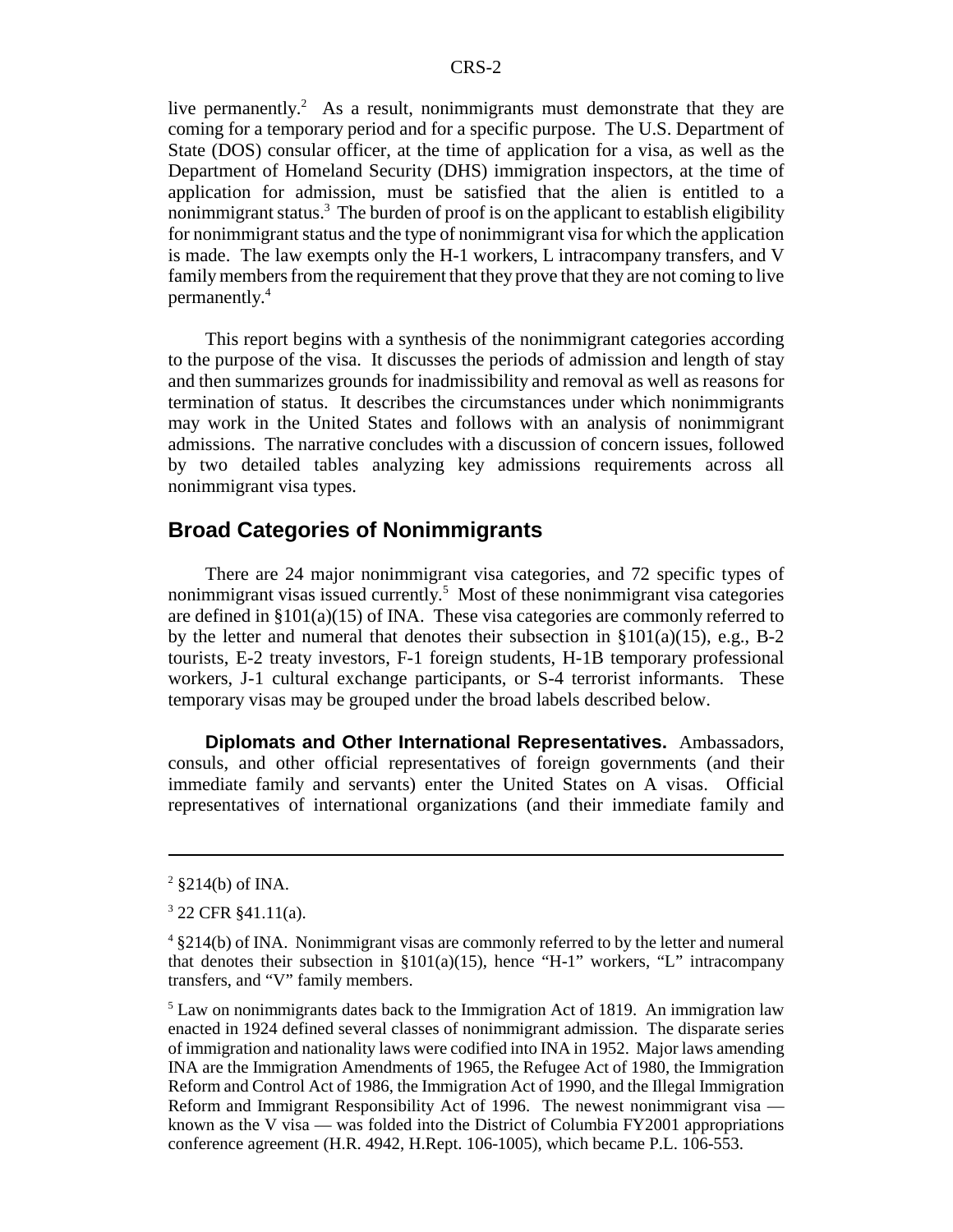live permanently.[2] As a result, nonimmigrants must demonstrate that they are coming for a temporary period and for a specific purpose. The U.S. Department of State (DOS) consular officer, at the time of application for a visa, as well as the Department of Homeland Security (DHS) immigration inspectors, at the time of application for admission, must be satisfied that the alien is entitled to a nonimmigrant status.[3] The burden of proof is on the applicant to establish eligibility for nonimmigrant status and the type of nonimmigrant visa for which the application is made. The law exempts only the H-1 workers, L intracompany transfers, and V family members from the requirement that they prove that they are not coming to live permanently.[4]

This report begins with a synthesis of the nonimmigrant categories according to the purpose of the visa. It discusses the periods of admission and length of stay and then summarizes grounds for inadmissibility and removal as well as reasons for termination of status. It describes the circumstances under which nonimmigrants may work in the United States and follows with an analysis of nonimmigrant admissions. The narrative concludes with a discussion of concern issues, followed by two detailed tables analyzing key admissions requirements across all nonimmigrant visa types.

## Broad Categories of Nonimmigrants

There are 24 major nonimmigrant visa categories, and 72 specific types of nonimmigrant visas issued currently.[5] Most of these nonimmigrant visa categories are defined in §101(a)(15) of INA. These visa categories are commonly referred to by the letter and numeral that denotes their subsection in §101(a)(15), e.g., B-2 tourists, E-2 treaty investors, F-1 foreign students, H-1B temporary professional workers, J-1 cultural exchange participants, or S-4 terrorist informants. These temporary visas may be grouped under the broad labels described below.

**Diplomats and Other International Representatives.** Ambassadors, consuls, and other official representatives of foreign governments (and their immediate family and servants) enter the United States on A visas. Official representatives of international organizations (and their immediate family and

---

[2] §214(b) of INA.

[3] 22 CFR §41.11(a).

[4] §214(b) of INA. Nonimmigrant visas are commonly referred to by the letter and numeral that denotes their subsection in §101(a)(15), hence "H-1" workers, "L" intracompany transfers, and "V" family members.

[5] Law on nonimmigrants dates back to the Immigration Act of 1819. An immigration law enacted in 1924 defined several classes of nonimmigrant admission. The disparate series of immigration and nationality laws were codified into INA in 1952. Major laws amending INA are the Immigration Amendments of 1965, the Refugee Act of 1980, the Immigration Reform and Control Act of 1986, the Immigration Act of 1990, and the Illegal Immigration Reform and Immigrant Responsibility Act of 1996. The newest nonimmigrant visa — known as the V visa — was folded into the District of Columbia FY2001 appropriations conference agreement (H.R. 4942, H.Rept. 106-1005), which became P.L. 106-553.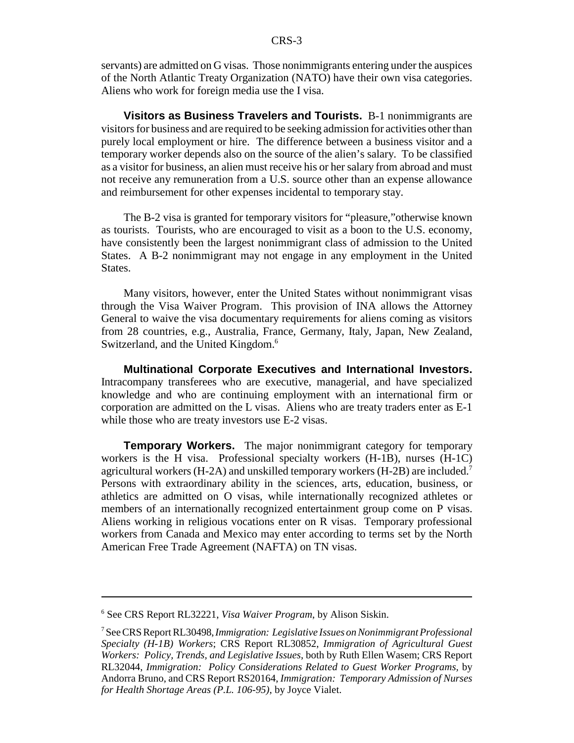servants) are admitted on G visas. Those nonimmigrants entering under the auspices of the North Atlantic Treaty Organization (NATO) have their own visa categories. Aliens who work for foreign media use the I visa.

**Visitors as Business Travelers and Tourists.** B-1 nonimmigrants are visitors for business and are required to be seeking admission for activities other than purely local employment or hire. The difference between a business visitor and a temporary worker depends also on the source of the alien's salary. To be classified as a visitor for business, an alien must receive his or her salary from abroad and must not receive any remuneration from a U.S. source other than an expense allowance and reimbursement for other expenses incidental to temporary stay.

The B-2 visa is granted for temporary visitors for "pleasure,"otherwise known as tourists. Tourists, who are encouraged to visit as a boon to the U.S. economy, have consistently been the largest nonimmigrant class of admission to the United States. A B-2 nonimmigrant may not engage in any employment in the United States.

Many visitors, however, enter the United States without nonimmigrant visas through the Visa Waiver Program. This provision of INA allows the Attorney General to waive the visa documentary requirements for aliens coming as visitors from 28 countries, e.g., Australia, France, Germany, Italy, Japan, New Zealand, Switzerland, and the United Kingdom.[6]

**Multinational Corporate Executives and International Investors.** Intracompany transferees who are executive, managerial, and have specialized knowledge and who are continuing employment with an international firm or corporation are admitted on the L visas. Aliens who are treaty traders enter as E-1 while those who are treaty investors use E-2 visas.

**Temporary Workers.** The major nonimmigrant category for temporary workers is the H visa. Professional specialty workers (H-1B), nurses (H-1C) agricultural workers (H-2A) and unskilled temporary workers (H-2B) are included.[7] Persons with extraordinary ability in the sciences, arts, education, business, or athletics are admitted on O visas, while internationally recognized athletes or members of an internationally recognized entertainment group come on P visas. Aliens working in religious vocations enter on R visas. Temporary professional workers from Canada and Mexico may enter according to terms set by the North American Free Trade Agreement (NAFTA) on TN visas.

---

[6] See CRS Report RL32221, *Visa Waiver Program*, by Alison Siskin.

[7] See CRS Report RL30498, *Immigration: Legislative Issues on Nonimmigrant Professional Specialty (H-1B) Workers*; CRS Report RL30852, *Immigration of Agricultural Guest Workers: Policy, Trends, and Legislative Issues*, both by Ruth Ellen Wasem; CRS Report RL32044, *Immigration: Policy Considerations Related to Guest Worker Programs*, by Andorra Bruno, and CRS Report RS20164, *Immigration: Temporary Admission of Nurses for Health Shortage Areas (P.L. 106-95)*, by Joyce Vialet.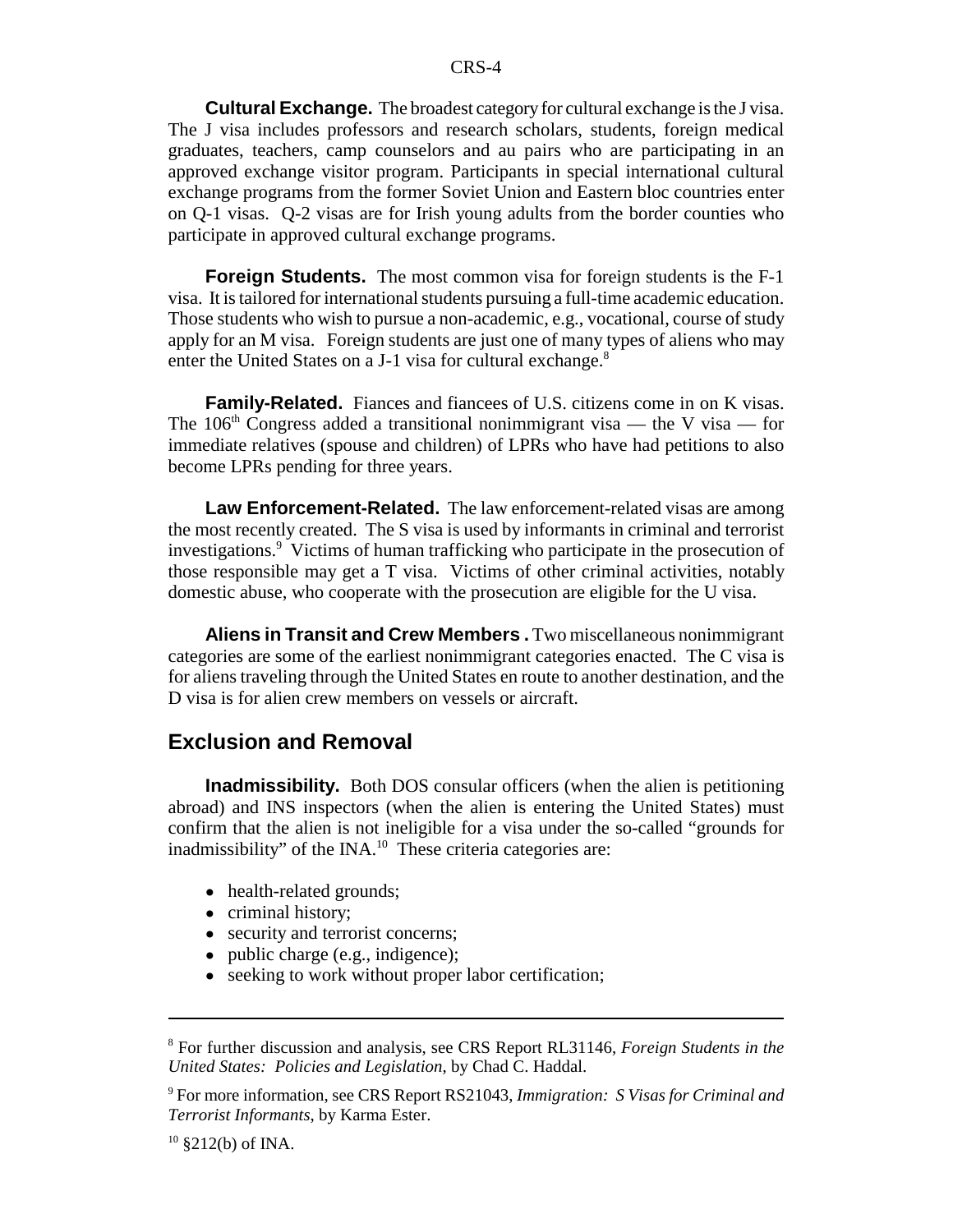**Cultural Exchange.** The broadest category for cultural exchange is the J visa. The J visa includes professors and research scholars, students, foreign medical graduates, teachers, camp counselors and au pairs who are participating in an approved exchange visitor program. Participants in special international cultural exchange programs from the former Soviet Union and Eastern bloc countries enter on Q-1 visas. Q-2 visas are for Irish young adults from the border counties who participate in approved cultural exchange programs.

**Foreign Students.** The most common visa for foreign students is the F-1 visa. It is tailored for international students pursuing a full-time academic education. Those students who wish to pursue a non-academic, e.g., vocational, course of study apply for an M visa. Foreign students are just one of many types of aliens who may enter the United States on a J-1 visa for cultural exchange.[8]

**Family-Related.** Fiances and fiancees of U.S. citizens come in on K visas. The 106th Congress added a transitional nonimmigrant visa — the V visa — for immediate relatives (spouse and children) of LPRs who have had petitions to also become LPRs pending for three years.

**Law Enforcement-Related.** The law enforcement-related visas are among the most recently created. The S visa is used by informants in criminal and terrorist investigations.[9] Victims of human trafficking who participate in the prosecution of those responsible may get a T visa. Victims of other criminal activities, notably domestic abuse, who cooperate with the prosecution are eligible for the U visa.

**Aliens in Transit and Crew Members .** Two miscellaneous nonimmigrant categories are some of the earliest nonimmigrant categories enacted. The C visa is for aliens traveling through the United States en route to another destination, and the D visa is for alien crew members on vessels or aircraft.

## Exclusion and Removal

**Inadmissibility.** Both DOS consular officers (when the alien is petitioning abroad) and INS inspectors (when the alien is entering the United States) must confirm that the alien is not ineligible for a visa under the so-called "grounds for inadmissibility" of the INA.[10] These criteria categories are:

- health-related grounds;
- criminal history;
- security and terrorist concerns;
- public charge (e.g., indigence);
- seeking to work without proper labor certification;

---

[8] For further discussion and analysis, see CRS Report RL31146, *Foreign Students in the United States: Policies and Legislation*, by Chad C. Haddal.

[9] For more information, see CRS Report RS21043, *Immigration: S Visas for Criminal and Terrorist Informants*, by Karma Ester.

[10] §212(b) of INA.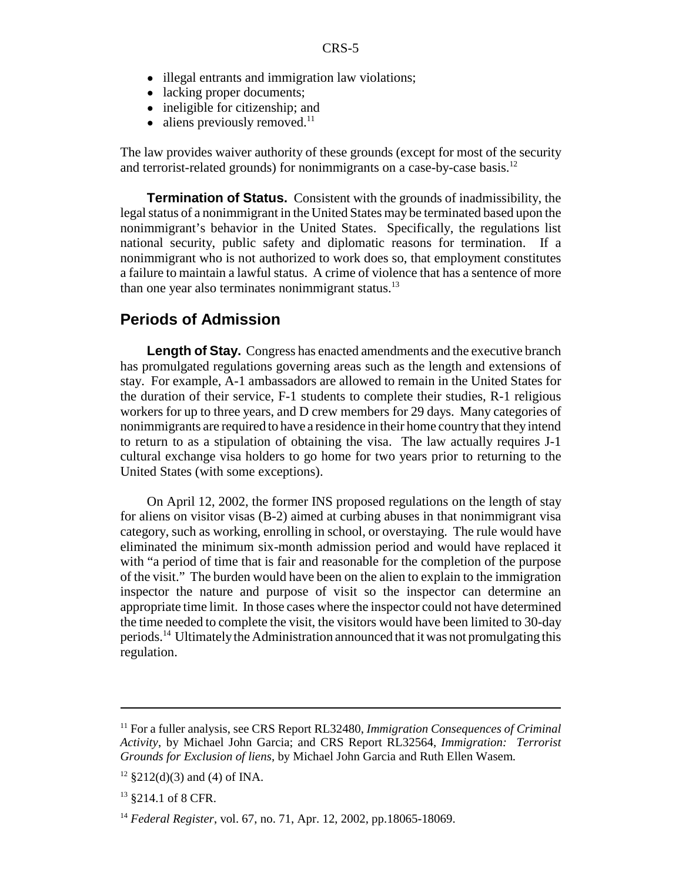- illegal entrants and immigration law violations;
- lacking proper documents;
- ineligible for citizenship; and
- aliens previously removed.[11]

The law provides waiver authority of these grounds (except for most of the security and terrorist-related grounds) for nonimmigrants on a case-by-case basis.[12]

**Termination of Status.** Consistent with the grounds of inadmissibility, the legal status of a nonimmigrant in the United States may be terminated based upon the nonimmigrant's behavior in the United States. Specifically, the regulations list national security, public safety and diplomatic reasons for termination. If a nonimmigrant who is not authorized to work does so, that employment constitutes a failure to maintain a lawful status. A crime of violence that has a sentence of more than one year also terminates nonimmigrant status.[13]

## Periods of Admission

**Length of Stay.** Congress has enacted amendments and the executive branch has promulgated regulations governing areas such as the length and extensions of stay. For example, A-1 ambassadors are allowed to remain in the United States for the duration of their service, F-1 students to complete their studies, R-1 religious workers for up to three years, and D crew members for 29 days. Many categories of nonimmigrants are required to have a residence in their home country that they intend to return to as a stipulation of obtaining the visa. The law actually requires J-1 cultural exchange visa holders to go home for two years prior to returning to the United States (with some exceptions).

On April 12, 2002, the former INS proposed regulations on the length of stay for aliens on visitor visas (B-2) aimed at curbing abuses in that nonimmigrant visa category, such as working, enrolling in school, or overstaying. The rule would have eliminated the minimum six-month admission period and would have replaced it with "a period of time that is fair and reasonable for the completion of the purpose of the visit." The burden would have been on the alien to explain to the immigration inspector the nature and purpose of visit so the inspector can determine an appropriate time limit. In those cases where the inspector could not have determined the time needed to complete the visit, the visitors would have been limited to 30-day periods.[14] Ultimately the Administration announced that it was not promulgating this regulation.

---

[11] For a fuller analysis, see CRS Report RL32480, *Immigration Consequences of Criminal Activity*, by Michael John Garcia; and CRS Report RL32564, *Immigration: Terrorist Grounds for Exclusion of liens*, by Michael John Garcia and Ruth Ellen Wasem.

[12] §212(d)(3) and (4) of INA.

[13] §214.1 of 8 CFR.

[14] *Federal Register*, vol. 67, no. 71, Apr. 12, 2002, pp.18065-18069.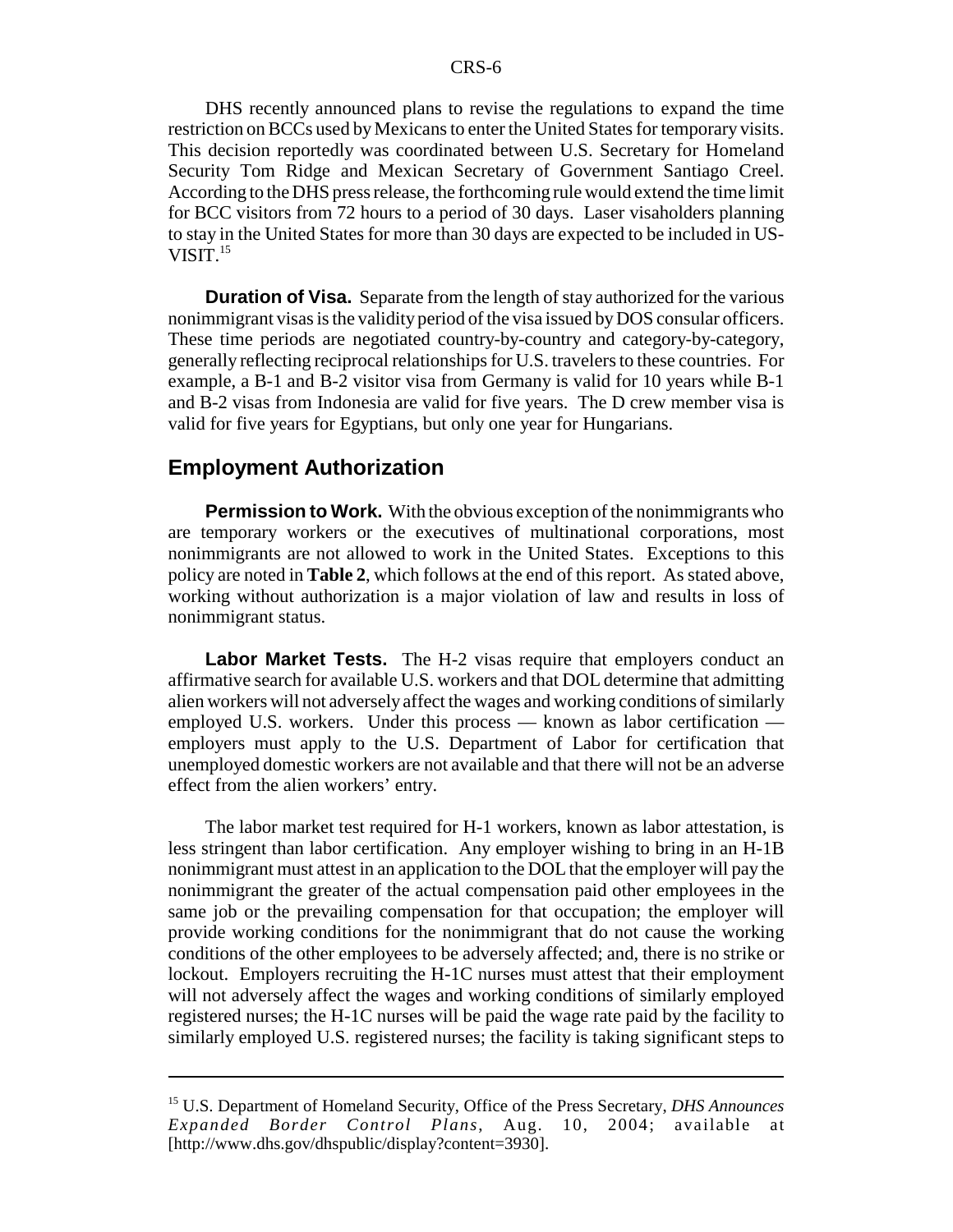DHS recently announced plans to revise the regulations to expand the time restriction on BCCs used by Mexicans to enter the United States for temporary visits. This decision reportedly was coordinated between U.S. Secretary for Homeland Security Tom Ridge and Mexican Secretary of Government Santiago Creel. According to the DHS press release, the forthcoming rule would extend the time limit for BCC visitors from 72 hours to a period of 30 days. Laser visaholders planning to stay in the United States for more than 30 days are expected to be included in US-VISIT.[15]

**Duration of Visa.** Separate from the length of stay authorized for the various nonimmigrant visas is the validity period of the visa issued by DOS consular officers. These time periods are negotiated country-by-country and category-by-category, generally reflecting reciprocal relationships for U.S. travelers to these countries. For example, a B-1 and B-2 visitor visa from Germany is valid for 10 years while B-1 and B-2 visas from Indonesia are valid for five years. The D crew member visa is valid for five years for Egyptians, but only one year for Hungarians.

## Employment Authorization

**Permission to Work.** With the obvious exception of the nonimmigrants who are temporary workers or the executives of multinational corporations, most nonimmigrants are not allowed to work in the United States. Exceptions to this policy are noted in **Table 2**, which follows at the end of this report. As stated above, working without authorization is a major violation of law and results in loss of nonimmigrant status.

**Labor Market Tests.** The H-2 visas require that employers conduct an affirmative search for available U.S. workers and that DOL determine that admitting alien workers will not adversely affect the wages and working conditions of similarly employed U.S. workers. Under this process — known as labor certification — employers must apply to the U.S. Department of Labor for certification that unemployed domestic workers are not available and that there will not be an adverse effect from the alien workers' entry.

The labor market test required for H-1 workers, known as labor attestation, is less stringent than labor certification. Any employer wishing to bring in an H-1B nonimmigrant must attest in an application to the DOL that the employer will pay the nonimmigrant the greater of the actual compensation paid other employees in the same job or the prevailing compensation for that occupation; the employer will provide working conditions for the nonimmigrant that do not cause the working conditions of the other employees to be adversely affected; and, there is no strike or lockout. Employers recruiting the H-1C nurses must attest that their employment will not adversely affect the wages and working conditions of similarly employed registered nurses; the H-1C nurses will be paid the wage rate paid by the facility to similarly employed U.S. registered nurses; the facility is taking significant steps to

---

[15] U.S. Department of Homeland Security, Office of the Press Secretary, *DHS Announces Expanded Border Control Plans*, Aug. 10, 2004; available at [http://www.dhs.gov/dhspublic/display?content=3930].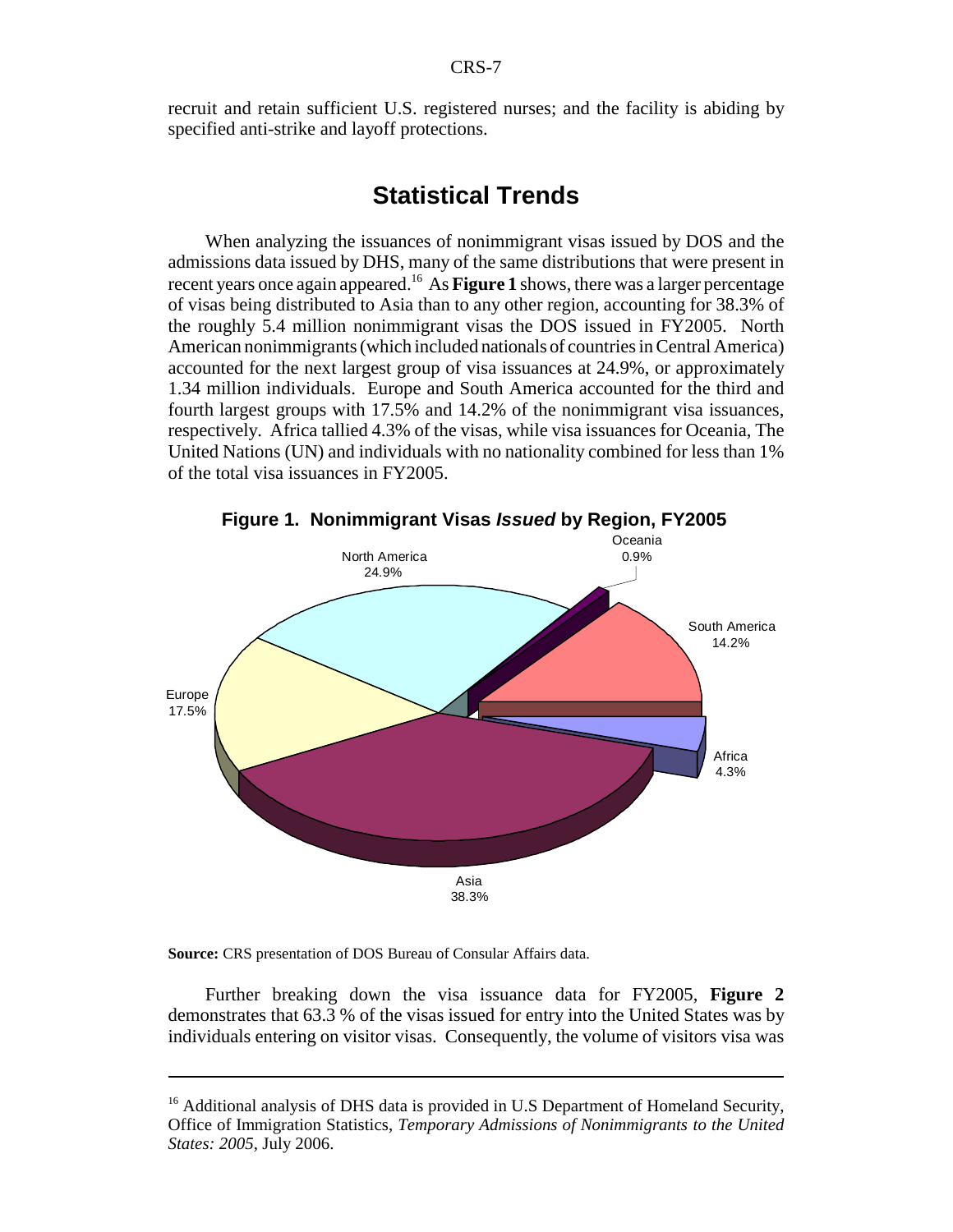recruit and retain sufficient U.S. registered nurses; and the facility is abiding by specified anti-strike and layoff protections.

## Statistical Trends

When analyzing the issuances of nonimmigrant visas issued by DOS and the admissions data issued by DHS, many of the same distributions that were present in recent years once again appeared.[16] As **Figure 1** shows, there was a larger percentage of visas being distributed to Asia than to any other region, accounting for 38.3% of the roughly 5.4 million nonimmigrant visas the DOS issued in FY2005. North American nonimmigrants (which included nationals of countries in Central America) accounted for the next largest group of visa issuances at 24.9%, or approximately 1.34 million individuals. Europe and South America accounted for the third and fourth largest groups with 17.5% and 14.2% of the nonimmigrant visa issuances, respectively. Africa tallied 4.3% of the visas, while visa issuances for Oceania, The United Nations (UN) and individuals with no nationality combined for less than 1% of the total visa issuances in FY2005.

**Figure 1. Nonimmigrant Visas *Issued* by Region, FY2005**

| Region | Share |
|---|---|
| Asia | 38.3% |
| North America | 24.9% |
| Europe | 17.5% |
| South America | 14.2% |
| Africa | 4.3% |
| Oceania | 0.9% |

**Source:** CRS presentation of DOS Bureau of Consular Affairs data.

Further breaking down the visa issuance data for FY2005, **Figure 2** demonstrates that 63.3 % of the visas issued for entry into the United States was by individuals entering on visitor visas. Consequently, the volume of visitors visa was

---

[16] Additional analysis of DHS data is provided in U.S Department of Homeland Security, Office of Immigration Statistics, *Temporary Admissions of Nonimmigrants to the United States: 2005*, July 2006.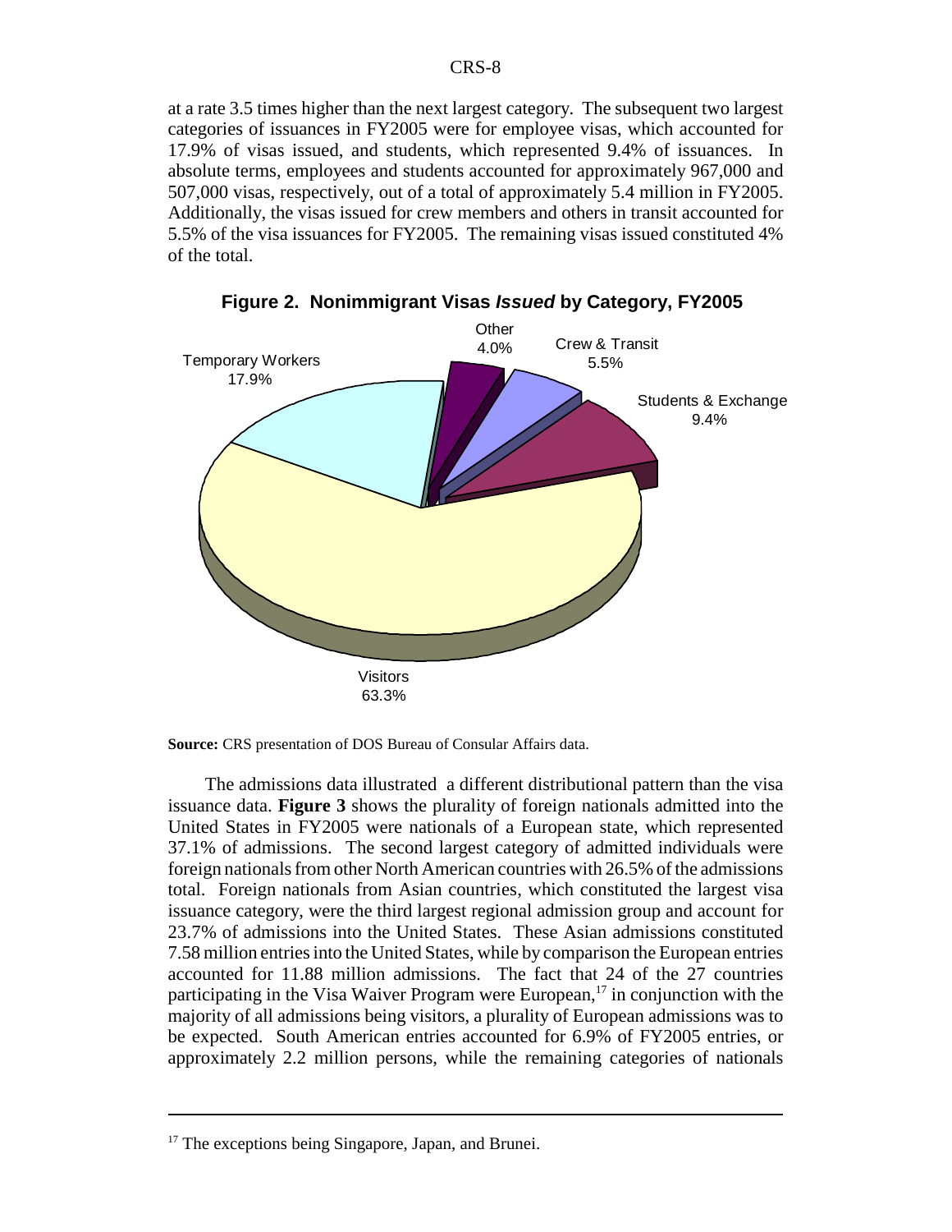at a rate 3.5 times higher than the next largest category. The subsequent two largest categories of issuances in FY2005 were for employee visas, which accounted for 17.9% of visas issued, and students, which represented 9.4% of issuances. In absolute terms, employees and students accounted for approximately 967,000 and 507,000 visas, respectively, out of a total of approximately 5.4 million in FY2005. Additionally, the visas issued for crew members and others in transit accounted for 5.5% of the visa issuances for FY2005. The remaining visas issued constituted 4% of the total.

**Figure 2. Nonimmigrant Visas *Issued* by Category, FY2005**

| Category | Share |
| --- | --- |
| Visitors | 63.3% |
| Temporary Workers | 17.9% |
| Students & Exchange | 9.4% |
| Crew & Transit | 5.5% |
| Other | 4.0% |

**Source:** CRS presentation of DOS Bureau of Consular Affairs data.

The admissions data illustrated a different distributional pattern than the visa issuance data. **Figure 3** shows the plurality of foreign nationals admitted into the United States in FY2005 were nationals of a European state, which represented 37.1% of admissions. The second largest category of admitted individuals were foreign nationals from other North American countries with 26.5% of the admissions total. Foreign nationals from Asian countries, which constituted the largest visa issuance category, were the third largest regional admission group and account for 23.7% of admissions into the United States. These Asian admissions constituted 7.58 million entries into the United States, while by comparison the European entries accounted for 11.88 million admissions. The fact that 24 of the 27 countries participating in the Visa Waiver Program were European,[17] in conjunction with the majority of all admissions being visitors, a plurality of European admissions was to be expected. South American entries accounted for 6.9% of FY2005 entries, or approximately 2.2 million persons, while the remaining categories of nationals

[17] The exceptions being Singapore, Japan, and Brunei.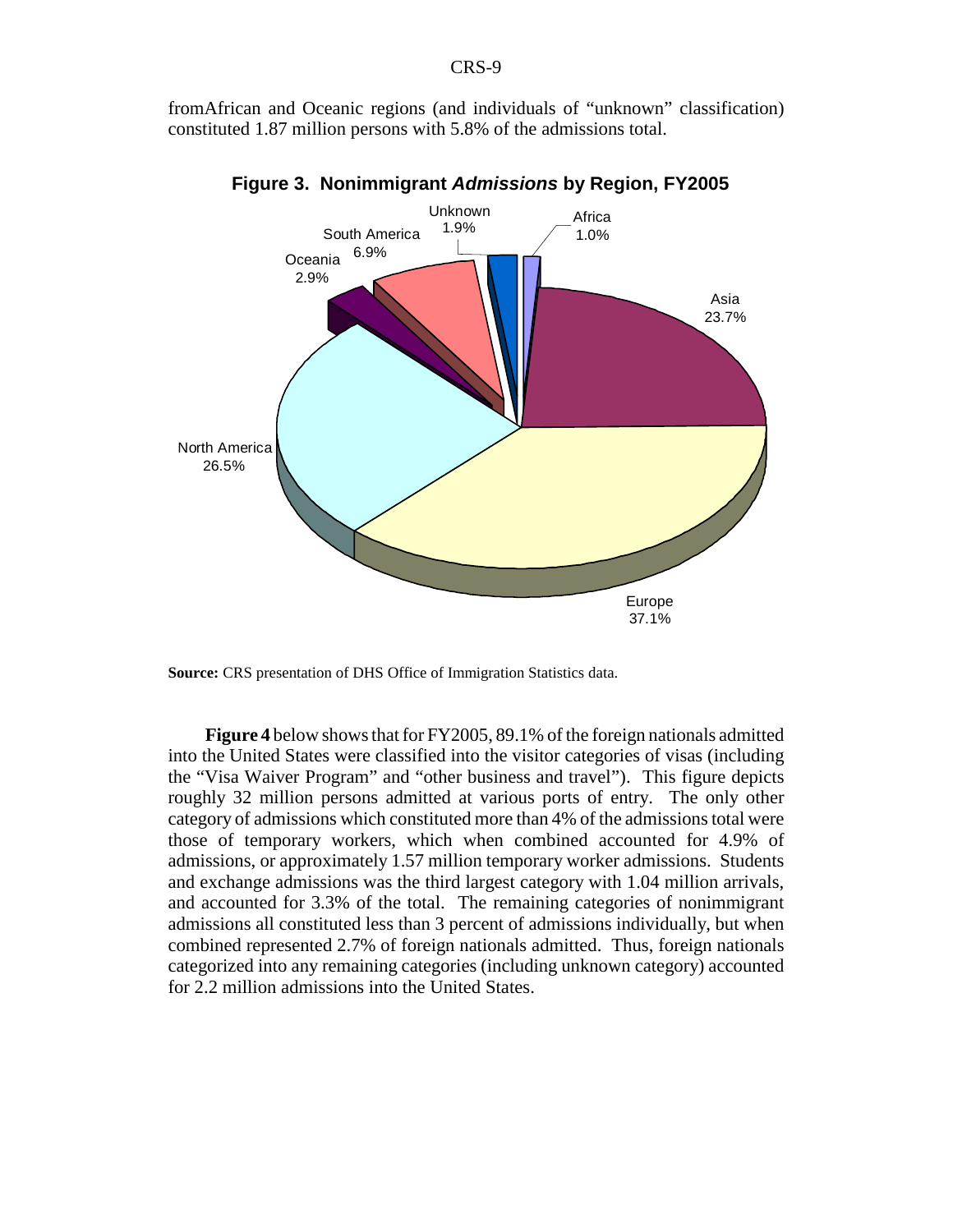fromAfrican and Oceanic regions (and individuals of "unknown" classification) constituted 1.87 million persons with 5.8% of the admissions total.

**Figure 3. Nonimmigrant *Admissions* by Region, FY2005**

**Source:** CRS presentation of DHS Office of Immigration Statistics data.

**Figure 4** below shows that for FY2005, 89.1% of the foreign nationals admitted into the United States were classified into the visitor categories of visas (including the "Visa Waiver Program" and "other business and travel"). This figure depicts roughly 32 million persons admitted at various ports of entry. The only other category of admissions which constituted more than 4% of the admissions total were those of temporary workers, which when combined accounted for 4.9% of admissions, or approximately 1.57 million temporary worker admissions. Students and exchange admissions was the third largest category with 1.04 million arrivals, and accounted for 3.3% of the total. The remaining categories of nonimmigrant admissions all constituted less than 3 percent of admissions individually, but when combined represented 2.7% of foreign nationals admitted. Thus, foreign nationals categorized into any remaining categories (including unknown category) accounted for 2.2 million admissions into the United States.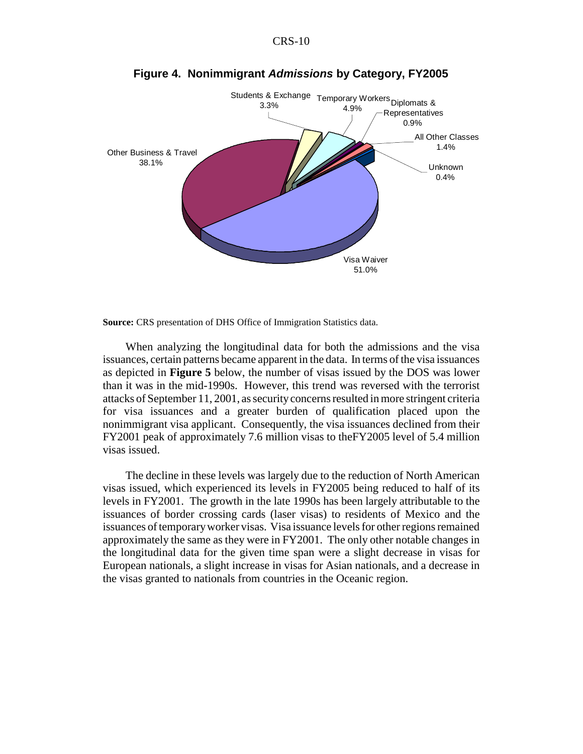**Figure 4. Nonimmigrant *Admissions* by Category, FY2005**

Students & Exchange 3.3%
Temporary Workers 4.9%
Diplomats & Representatives 0.9%
All Other Classes 1.4%
Unknown 0.4%
Other Business & Travel 38.1%
Visa Waiver 51.0%

**Source:** CRS presentation of DHS Office of Immigration Statistics data.

When analyzing the longitudinal data for both the admissions and the visa issuances, certain patterns became apparent in the data. In terms of the visa issuances as depicted in **Figure 5** below, the number of visas issued by the DOS was lower than it was in the mid-1990s. However, this trend was reversed with the terrorist attacks of September 11, 2001, as security concerns resulted in more stringent criteria for visa issuances and a greater burden of qualification placed upon the nonimmigrant visa applicant. Consequently, the visa issuances declined from their FY2001 peak of approximately 7.6 million visas to theFY2005 level of 5.4 million visas issued.

The decline in these levels was largely due to the reduction of North American visas issued, which experienced its levels in FY2005 being reduced to half of its levels in FY2001. The growth in the late 1990s has been largely attributable to the issuances of border crossing cards (laser visas) to residents of Mexico and the issuances of temporary worker visas. Visa issuance levels for other regions remained approximately the same as they were in FY2001. The only other notable changes in the longitudinal data for the given time span were a slight decrease in visas for European nationals, a slight increase in visas for Asian nationals, and a decrease in the visas granted to nationals from countries in the Oceanic region.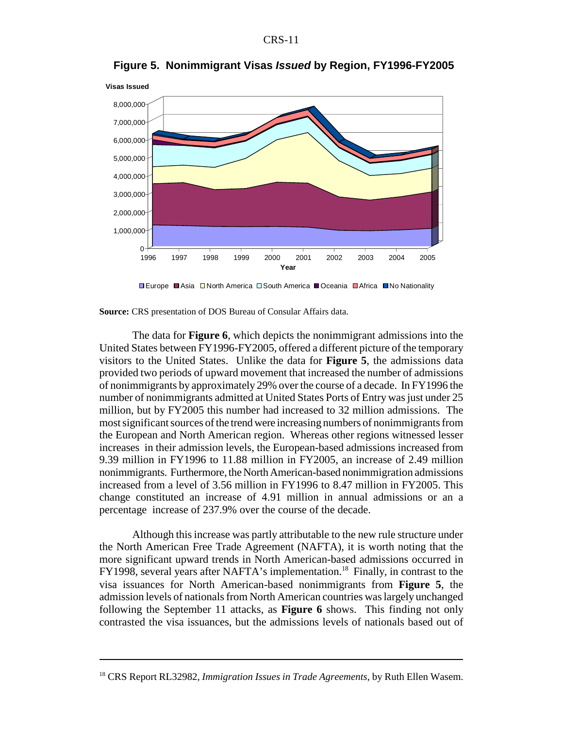**Figure 5. Nonimmigrant Visas *Issued* by Region, FY1996-FY2005**

**Source:** CRS presentation of DOS Bureau of Consular Affairs data.

The data for **Figure 6**, which depicts the nonimmigrant admissions into the United States between FY1996-FY2005, offered a different picture of the temporary visitors to the United States. Unlike the data for **Figure 5**, the admissions data provided two periods of upward movement that increased the number of admissions of nonimmigrants by approximately 29% over the course of a decade. In FY1996 the number of nonimmigrants admitted at United States Ports of Entry was just under 25 million, but by FY2005 this number had increased to 32 million admissions. The most significant sources of the trend were increasing numbers of nonimmigrants from the European and North American region. Whereas other regions witnessed lesser increases in their admission levels, the European-based admissions increased from 9.39 million in FY1996 to 11.88 million in FY2005, an increase of 2.49 million nonimmigrants. Furthermore, the North American-based nonimmigration admissions increased from a level of 3.56 million in FY1996 to 8.47 million in FY2005. This change constituted an increase of 4.91 million in annual admissions or an a percentage increase of 237.9% over the course of the decade.

Although this increase was partly attributable to the new rule structure under the North American Free Trade Agreement (NAFTA), it is worth noting that the more significant upward trends in North American-based admissions occurred in FY1998, several years after NAFTA's implementation.[18] Finally, in contrast to the visa issuances for North American-based nonimmigrants from **Figure 5**, the admission levels of nationals from North American countries was largely unchanged following the September 11 attacks, as **Figure 6** shows. This finding not only contrasted the visa issuances, but the admissions levels of nationals based out of

[18] CRS Report RL32982, *Immigration Issues in Trade Agreements*, by Ruth Ellen Wasem.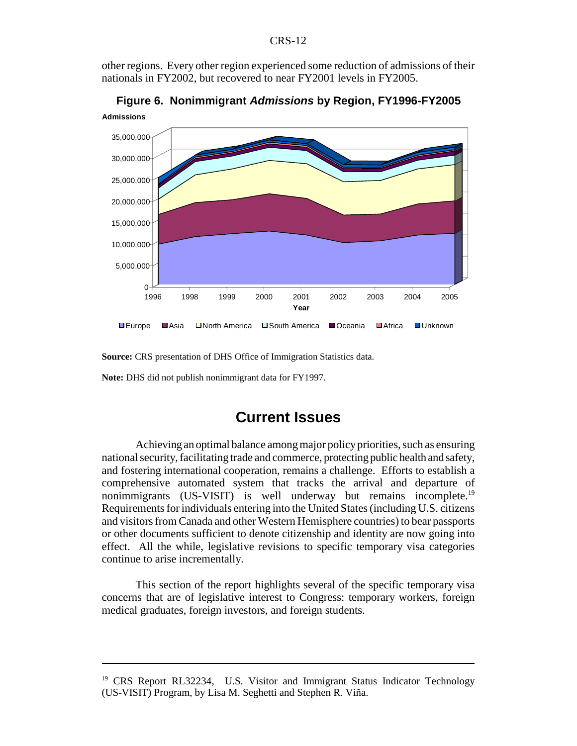other regions. Every other region experienced some reduction of admissions of their nationals in FY2002, but recovered to near FY2001 levels in FY2005.

**Figure 6. Nonimmigrant *Admissions* by Region, FY1996-FY2005**

**Source:** CRS presentation of DHS Office of Immigration Statistics data.

**Note:** DHS did not publish nonimmigrant data for FY1997.

# Current Issues

Achieving an optimal balance among major policy priorities, such as ensuring national security, facilitating trade and commerce, protecting public health and safety, and fostering international cooperation, remains a challenge. Efforts to establish a comprehensive automated system that tracks the arrival and departure of nonimmigrants (US-VISIT) is well underway but remains incomplete.[19] Requirements for individuals entering into the United States (including U.S. citizens and visitors from Canada and other Western Hemisphere countries) to bear passports or other documents sufficient to denote citizenship and identity are now going into effect. All the while, legislative revisions to specific temporary visa categories continue to arise incrementally.

This section of the report highlights several of the specific temporary visa concerns that are of legislative interest to Congress: temporary workers, foreign medical graduates, foreign investors, and foreign students.

---

[19] CRS Report RL32234, U.S. Visitor and Immigrant Status Indicator Technology (US-VISIT) Program, by Lisa M. Seghetti and Stephen R. Viña.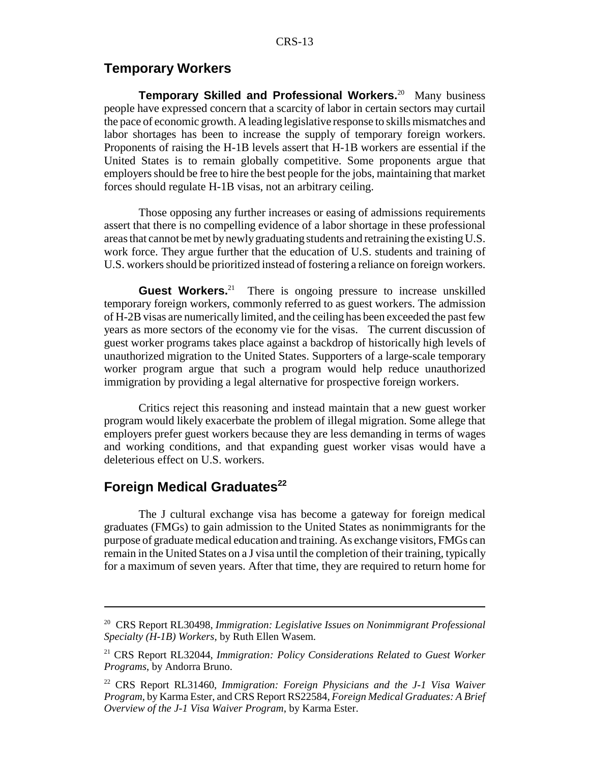## Temporary Workers

**Temporary Skilled and Professional Workers.**[20] Many business people have expressed concern that a scarcity of labor in certain sectors may curtail the pace of economic growth. A leading legislative response to skills mismatches and labor shortages has been to increase the supply of temporary foreign workers. Proponents of raising the H-1B levels assert that H-1B workers are essential if the United States is to remain globally competitive. Some proponents argue that employers should be free to hire the best people for the jobs, maintaining that market forces should regulate H-1B visas, not an arbitrary ceiling.

Those opposing any further increases or easing of admissions requirements assert that there is no compelling evidence of a labor shortage in these professional areas that cannot be met by newly graduating students and retraining the existing U.S. work force. They argue further that the education of U.S. students and training of U.S. workers should be prioritized instead of fostering a reliance on foreign workers.

**Guest Workers.**[21] There is ongoing pressure to increase unskilled temporary foreign workers, commonly referred to as guest workers. The admission of H-2B visas are numerically limited, and the ceiling has been exceeded the past few years as more sectors of the economy vie for the visas. The current discussion of guest worker programs takes place against a backdrop of historically high levels of unauthorized migration to the United States. Supporters of a large-scale temporary worker program argue that such a program would help reduce unauthorized immigration by providing a legal alternative for prospective foreign workers.

Critics reject this reasoning and instead maintain that a new guest worker program would likely exacerbate the problem of illegal migration. Some allege that employers prefer guest workers because they are less demanding in terms of wages and working conditions, and that expanding guest worker visas would have a deleterious effect on U.S. workers.

## Foreign Medical Graduates[22]

The J cultural exchange visa has become a gateway for foreign medical graduates (FMGs) to gain admission to the United States as nonimmigrants for the purpose of graduate medical education and training. As exchange visitors, FMGs can remain in the United States on a J visa until the completion of their training, typically for a maximum of seven years. After that time, they are required to return home for

---

[20] CRS Report RL30498, *Immigration: Legislative Issues on Nonimmigrant Professional Specialty (H-1B) Workers*, by Ruth Ellen Wasem.

[21] CRS Report RL32044, *Immigration: Policy Considerations Related to Guest Worker Programs*, by Andorra Bruno.

[22] CRS Report RL31460, *Immigration: Foreign Physicians and the J-1 Visa Waiver Program*, by Karma Ester, and CRS Report RS22584, *Foreign Medical Graduates: A Brief Overview of the J-1 Visa Waiver Program*, by Karma Ester.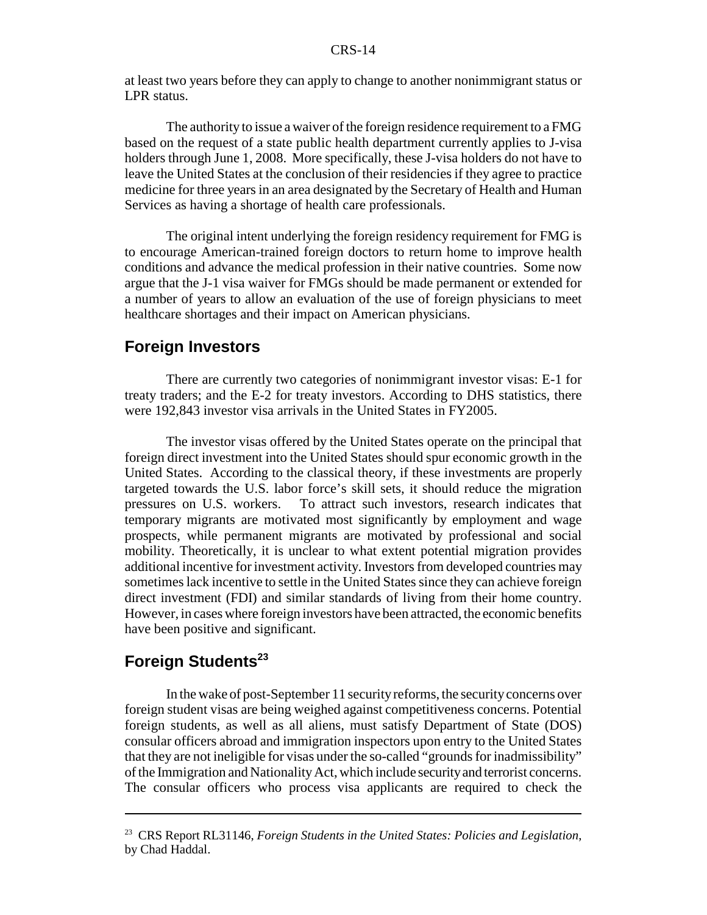at least two years before they can apply to change to another nonimmigrant status or LPR status.

The authority to issue a waiver of the foreign residence requirement to a FMG based on the request of a state public health department currently applies to J-visa holders through June 1, 2008. More specifically, these J-visa holders do not have to leave the United States at the conclusion of their residencies if they agree to practice medicine for three years in an area designated by the Secretary of Health and Human Services as having a shortage of health care professionals.

The original intent underlying the foreign residency requirement for FMG is to encourage American-trained foreign doctors to return home to improve health conditions and advance the medical profession in their native countries. Some now argue that the J-1 visa waiver for FMGs should be made permanent or extended for a number of years to allow an evaluation of the use of foreign physicians to meet healthcare shortages and their impact on American physicians.

## Foreign Investors

There are currently two categories of nonimmigrant investor visas: E-1 for treaty traders; and the E-2 for treaty investors. According to DHS statistics, there were 192,843 investor visa arrivals in the United States in FY2005.

The investor visas offered by the United States operate on the principal that foreign direct investment into the United States should spur economic growth in the United States. According to the classical theory, if these investments are properly targeted towards the U.S. labor force's skill sets, it should reduce the migration pressures on U.S. workers. To attract such investors, research indicates that temporary migrants are motivated most significantly by employment and wage prospects, while permanent migrants are motivated by professional and social mobility. Theoretically, it is unclear to what extent potential migration provides additional incentive for investment activity. Investors from developed countries may sometimes lack incentive to settle in the United States since they can achieve foreign direct investment (FDI) and similar standards of living from their home country. However, in cases where foreign investors have been attracted, the economic benefits have been positive and significant.

## Foreign Students[23]

In the wake of post-September 11 security reforms, the security concerns over foreign student visas are being weighed against competitiveness concerns. Potential foreign students, as well as all aliens, must satisfy Department of State (DOS) consular officers abroad and immigration inspectors upon entry to the United States that they are not ineligible for visas under the so-called "grounds for inadmissibility" of the Immigration and Nationality Act, which include security and terrorist concerns. The consular officers who process visa applicants are required to check the

---

[23] CRS Report RL31146, *Foreign Students in the United States: Policies and Legislation*, by Chad Haddal.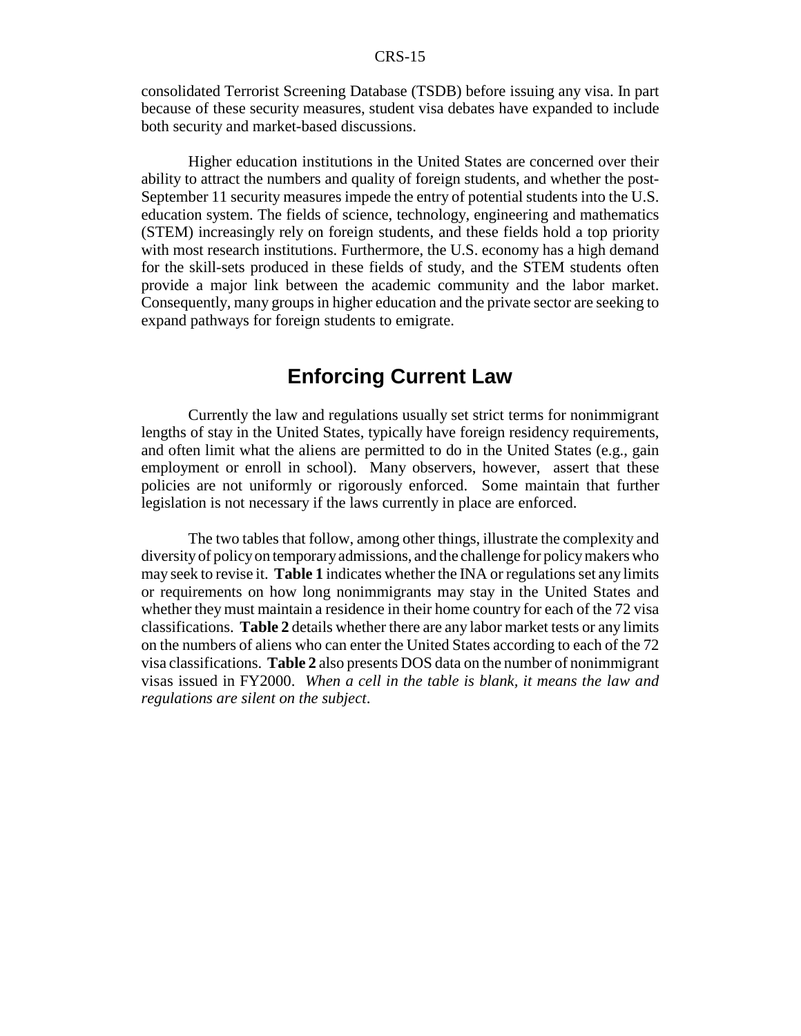consolidated Terrorist Screening Database (TSDB) before issuing any visa. In part because of these security measures, student visa debates have expanded to include both security and market-based discussions.

Higher education institutions in the United States are concerned over their ability to attract the numbers and quality of foreign students, and whether the post-September 11 security measures impede the entry of potential students into the U.S. education system. The fields of science, technology, engineering and mathematics (STEM) increasingly rely on foreign students, and these fields hold a top priority with most research institutions. Furthermore, the U.S. economy has a high demand for the skill-sets produced in these fields of study, and the STEM students often provide a major link between the academic community and the labor market. Consequently, many groups in higher education and the private sector are seeking to expand pathways for foreign students to emigrate.

## Enforcing Current Law

Currently the law and regulations usually set strict terms for nonimmigrant lengths of stay in the United States, typically have foreign residency requirements, and often limit what the aliens are permitted to do in the United States (e.g., gain employment or enroll in school). Many observers, however, assert that these policies are not uniformly or rigorously enforced. Some maintain that further legislation is not necessary if the laws currently in place are enforced.

The two tables that follow, among other things, illustrate the complexity and diversity of policy on temporary admissions, and the challenge for policy makers who may seek to revise it. **Table 1** indicates whether the INA or regulations set any limits or requirements on how long nonimmigrants may stay in the United States and whether they must maintain a residence in their home country for each of the 72 visa classifications. **Table 2** details whether there are any labor market tests or any limits on the numbers of aliens who can enter the United States according to each of the 72 visa classifications. **Table 2** also presents DOS data on the number of nonimmigrant visas issued in FY2000. *When a cell in the table is blank, it means the law and regulations are silent on the subject*.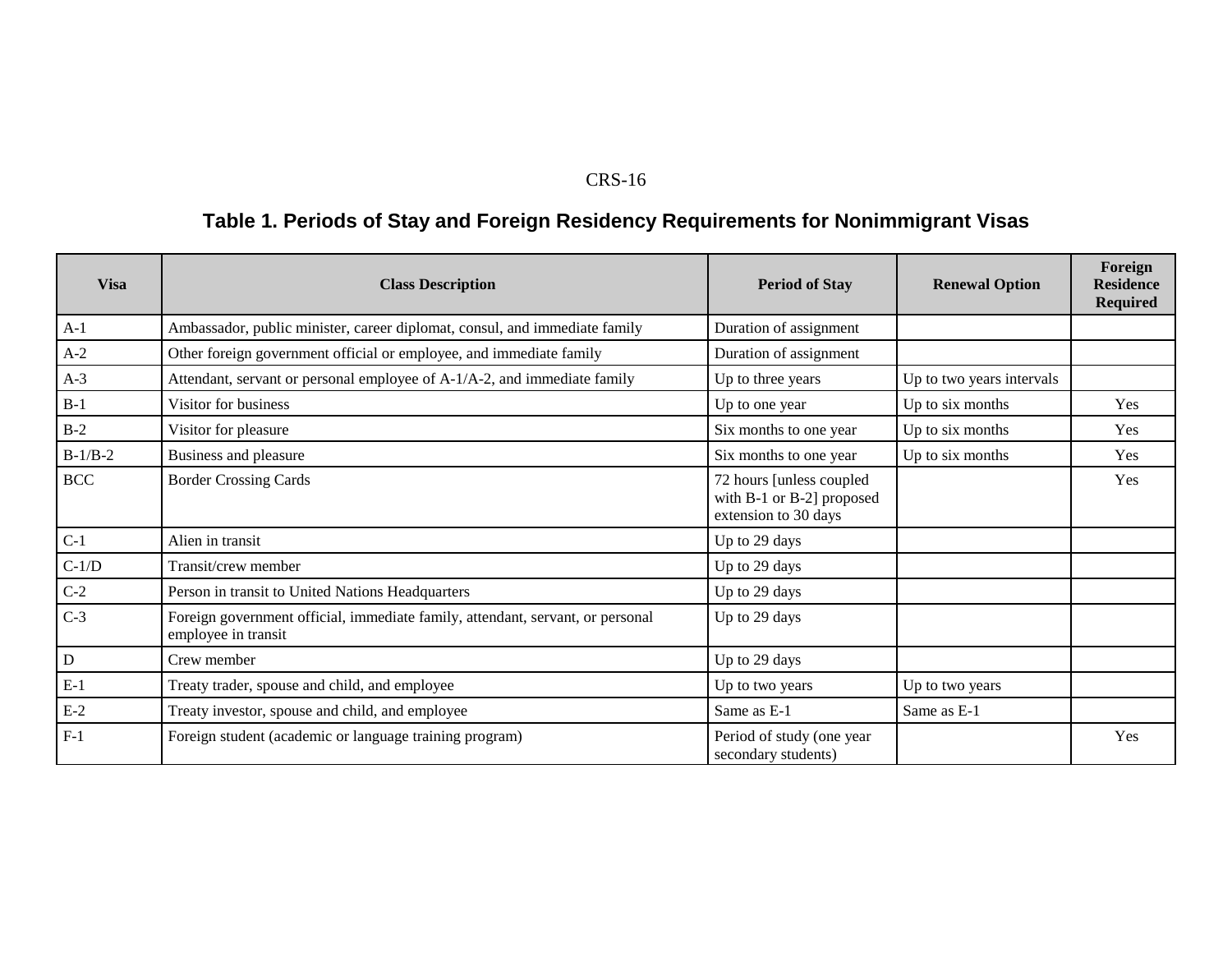**Table 1. Periods of Stay and Foreign Residency Requirements for Nonimmigrant Visas**

| Visa | Class Description | Period of Stay | Renewal Option | Foreign Residence Required |
|---|---|---|---|---|
| A-1 | Ambassador, public minister, career diplomat, consul, and immediate family | Duration of assignment | | |
| A-2 | Other foreign government official or employee, and immediate family | Duration of assignment | | |
| A-3 | Attendant, servant or personal employee of A-1/A-2, and immediate family | Up to three years | Up to two years intervals | |
| B-1 | Visitor for business | Up to one year | Up to six months | Yes |
| B-2 | Visitor for pleasure | Six months to one year | Up to six months | Yes |
| B-1/B-2 | Business and pleasure | Six months to one year | Up to six months | Yes |
| BCC | Border Crossing Cards | 72 hours [unless coupled with B-1 or B-2] proposed extension to 30 days | | Yes |
| C-1 | Alien in transit | Up to 29 days | | |
| C-1/D | Transit/crew member | Up to 29 days | | |
| C-2 | Person in transit to United Nations Headquarters | Up to 29 days | | |
| C-3 | Foreign government official, immediate family, attendant, servant, or personal employee in transit | Up to 29 days | | |
| D | Crew member | Up to 29 days | | |
| E-1 | Treaty trader, spouse and child, and employee | Up to two years | Up to two years | |
| E-2 | Treaty investor, spouse and child, and employee | Same as E-1 | Same as E-1 | |
| F-1 | Foreign student (academic or language training program) | Period of study (one year secondary students) | | Yes |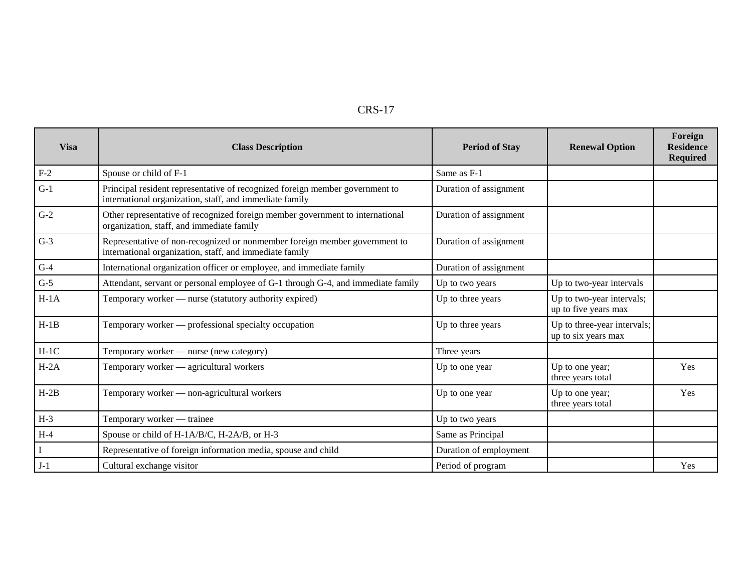| Visa | Class Description | Period of Stay | Renewal Option | Foreign Residence Required |
|---|---|---|---|---|
| F-2 | Spouse or child of F-1 | Same as F-1 | | |
| G-1 | Principal resident representative of recognized foreign member government to international organization, staff, and immediate family | Duration of assignment | | |
| G-2 | Other representative of recognized foreign member government to international organization, staff, and immediate family | Duration of assignment | | |
| G-3 | Representative of non-recognized or nonmember foreign member government to international organization, staff, and immediate family | Duration of assignment | | |
| G-4 | International organization officer or employee, and immediate family | Duration of assignment | | |
| G-5 | Attendant, servant or personal employee of G-1 through G-4, and immediate family | Up to two years | Up to two-year intervals | |
| H-1A | Temporary worker — nurse (statutory authority expired) | Up to three years | Up to two-year intervals; up to five years max | |
| H-1B | Temporary worker — professional specialty occupation | Up to three years | Up to three-year intervals; up to six years max | |
| H-1C | Temporary worker — nurse (new category) | Three years | | |
| H-2A | Temporary worker — agricultural workers | Up to one year | Up to one year; three years total | Yes |
| H-2B | Temporary worker — non-agricultural workers | Up to one year | Up to one year; three years total | Yes |
| H-3 | Temporary worker — trainee | Up to two years | | |
| H-4 | Spouse or child of H-1A/B/C, H-2A/B, or H-3 | Same as Principal | | |
| I | Representative of foreign information media, spouse and child | Duration of employment | | |
| J-1 | Cultural exchange visitor | Period of program | | Yes |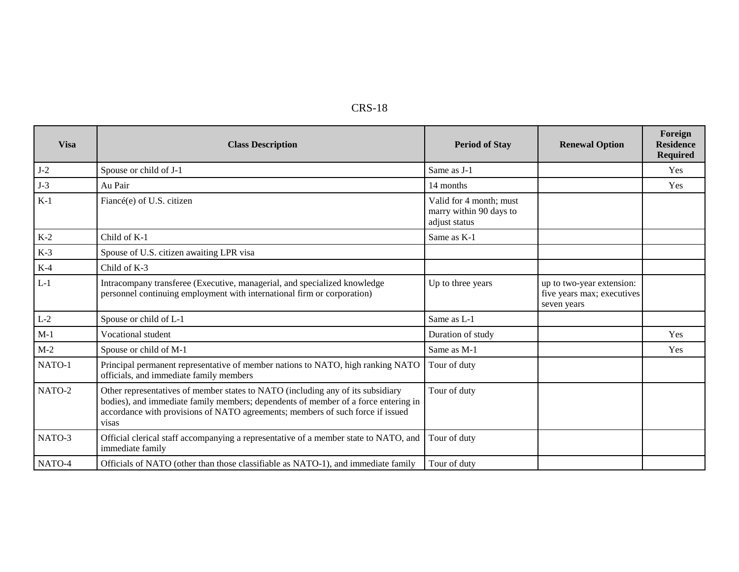| Visa | Class Description | Period of Stay | Renewal Option | Foreign Residence Required |
|---|---|---|---|---|
| J-2 | Spouse or child of J-1 | Same as J-1 | | Yes |
| J-3 | Au Pair | 14 months | | Yes |
| K-1 | Fiancé(e) of U.S. citizen | Valid for 4 month; must marry within 90 days to adjust status | | |
| K-2 | Child of K-1 | Same as K-1 | | |
| K-3 | Spouse of U.S. citizen awaiting LPR visa | | | |
| K-4 | Child of K-3 | | | |
| L-1 | Intracompany transferee (Executive, managerial, and specialized knowledge personnel continuing employment with international firm or corporation) | Up to three years | up to two-year extension: five years max; executives seven years | |
| L-2 | Spouse or child of L-1 | Same as L-1 | | |
| M-1 | Vocational student | Duration of study | | Yes |
| M-2 | Spouse or child of M-1 | Same as M-1 | | Yes |
| NATO-1 | Principal permanent representative of member nations to NATO, high ranking NATO officials, and immediate family members | Tour of duty | | |
| NATO-2 | Other representatives of member states to NATO (including any of its subsidiary bodies), and immediate family members; dependents of member of a force entering in accordance with provisions of NATO agreements; members of such force if issued visas | Tour of duty | | |
| NATO-3 | Official clerical staff accompanying a representative of a member state to NATO, and immediate family | Tour of duty | | |
| NATO-4 | Officials of NATO (other than those classifiable as NATO-1), and immediate family | Tour of duty | | |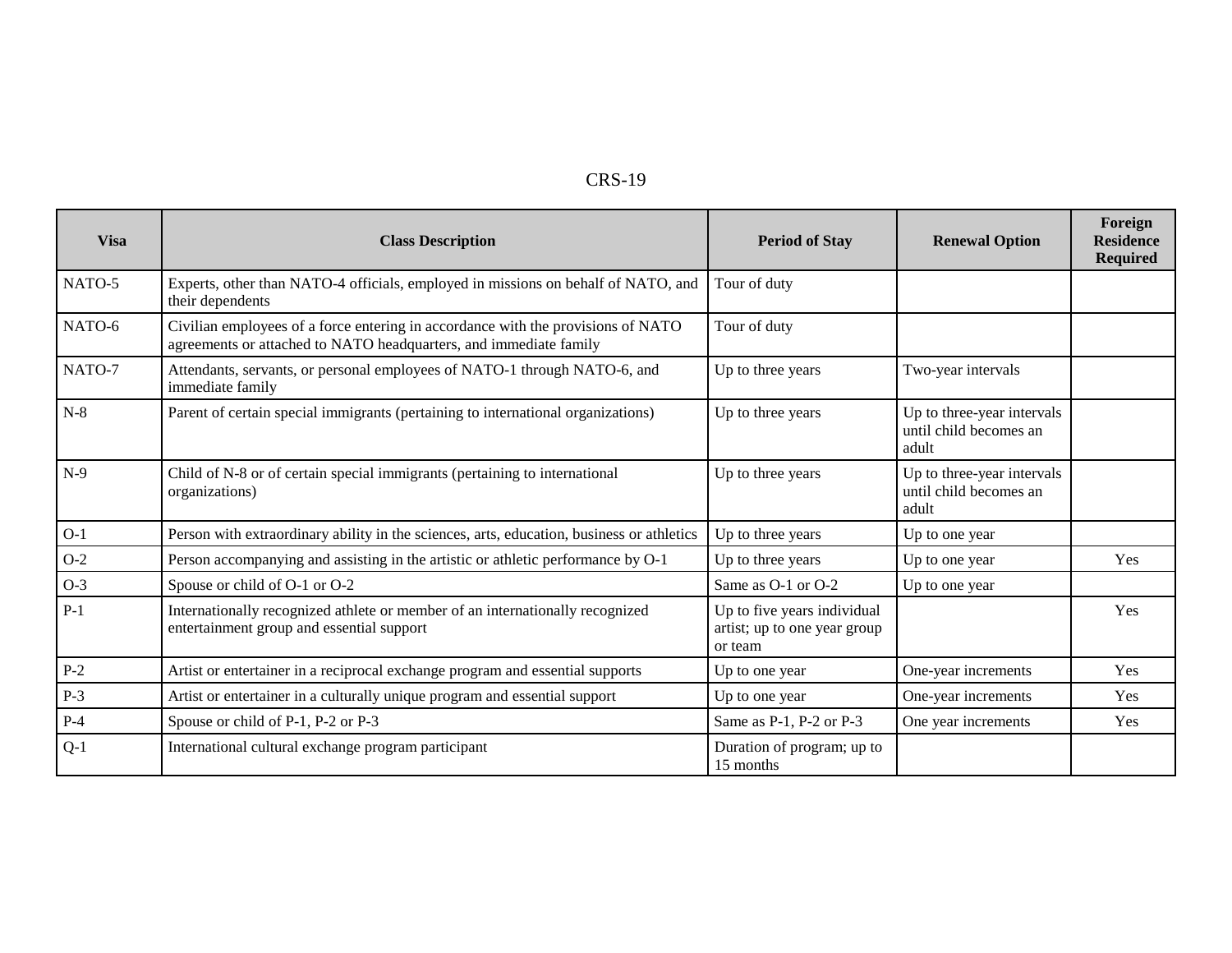| Visa | Class Description | Period of Stay | Renewal Option | Foreign Residence Required |
|---|---|---|---|---|
| NATO-5 | Experts, other than NATO-4 officials, employed in missions on behalf of NATO, and their dependents | Tour of duty | | |
| NATO-6 | Civilian employees of a force entering in accordance with the provisions of NATO agreements or attached to NATO headquarters, and immediate family | Tour of duty | | |
| NATO-7 | Attendants, servants, or personal employees of NATO-1 through NATO-6, and immediate family | Up to three years | Two-year intervals | |
| N-8 | Parent of certain special immigrants (pertaining to international organizations) | Up to three years | Up to three-year intervals until child becomes an adult | |
| N-9 | Child of N-8 or of certain special immigrants (pertaining to international organizations) | Up to three years | Up to three-year intervals until child becomes an adult | |
| O-1 | Person with extraordinary ability in the sciences, arts, education, business or athletics | Up to three years | Up to one year | |
| O-2 | Person accompanying and assisting in the artistic or athletic performance by O-1 | Up to three years | Up to one year | Yes |
| O-3 | Spouse or child of O-1 or O-2 | Same as O-1 or O-2 | Up to one year | |
| P-1 | Internationally recognized athlete or member of an internationally recognized entertainment group and essential support | Up to five years individual artist; up to one year group or team | | Yes |
| P-2 | Artist or entertainer in a reciprocal exchange program and essential supports | Up to one year | One-year increments | Yes |
| P-3 | Artist or entertainer in a culturally unique program and essential support | Up to one year | One-year increments | Yes |
| P-4 | Spouse or child of P-1, P-2 or P-3 | Same as P-1, P-2 or P-3 | One year increments | Yes |
| Q-1 | International cultural exchange program participant | Duration of program; up to 15 months | | |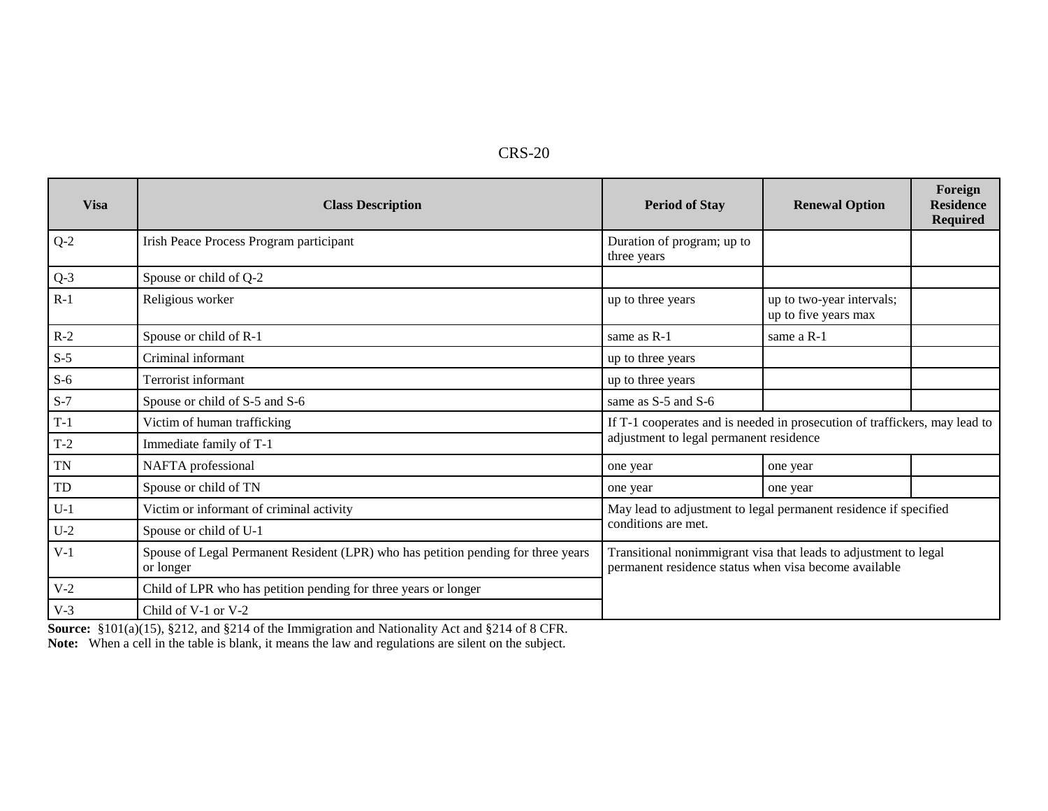| Visa | Class Description | Period of Stay | Renewal Option | Foreign Residence Required |
|---|---|---|---|---|
| Q-2 | Irish Peace Process Program participant | Duration of program; up to three years | | |
| Q-3 | Spouse or child of Q-2 | | | |
| R-1 | Religious worker | up to three years | up to two-year intervals; up to five years max | |
| R-2 | Spouse or child of R-1 | same as R-1 | same a R-1 | |
| S-5 | Criminal informant | up to three years | | |
| S-6 | Terrorist informant | up to three years | | |
| S-7 | Spouse or child of S-5 and S-6 | same as S-5 and S-6 | | |
| T-1 | Victim of human trafficking | If T-1 cooperates and is needed in prosecution of traffickers, may lead to adjustment to legal permanent residence | | |
| T-2 | Immediate family of T-1 | | | |
| TN | NAFTA professional | one year | one year | |
| TD | Spouse or child of TN | one year | one year | |
| U-1 | Victim or informant of criminal activity | May lead to adjustment to legal permanent residence if specified conditions are met. | | |
| U-2 | Spouse or child of U-1 | | | |
| V-1 | Spouse of Legal Permanent Resident (LPR) who has petition pending for three years or longer | Transitional nonimmigrant visa that leads to adjustment to legal permanent residence status when visa become available | | |
| V-2 | Child of LPR who has petition pending for three years or longer | | | |
| V-3 | Child of V-1 or V-2 | | | |

**Source:** §101(a)(15), §212, and §214 of the Immigration and Nationality Act and §214 of 8 CFR.
**Note:** When a cell in the table is blank, it means the law and regulations are silent on the subject.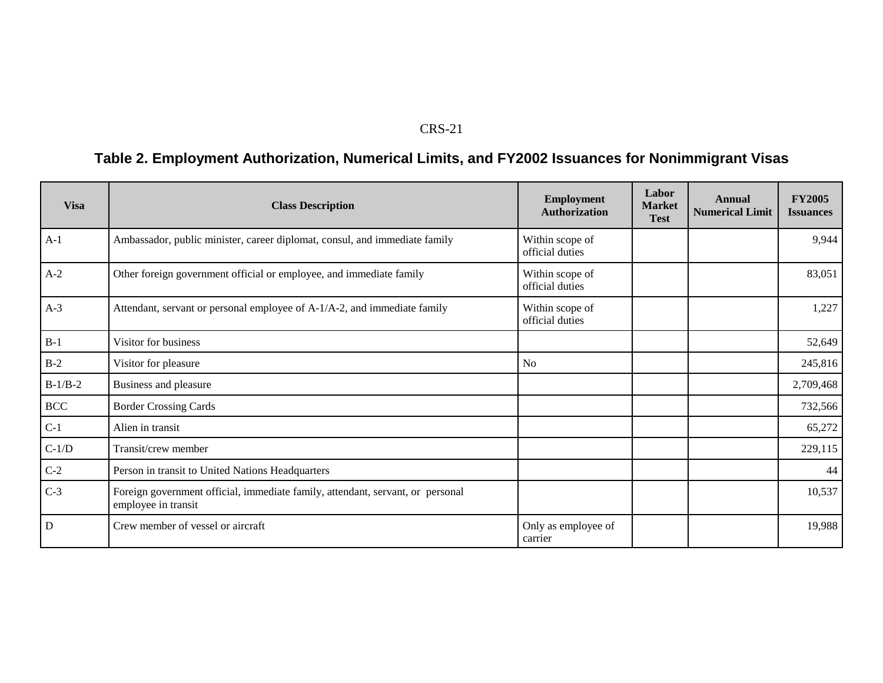**Table 2. Employment Authorization, Numerical Limits, and FY2002 Issuances for Nonimmigrant Visas**

| Visa | Class Description | Employment Authorization | Labor Market Test | Annual Numerical Limit | FY2005 Issuances |
|---|---|---|---|---|---|
| A-1 | Ambassador, public minister, career diplomat, consul, and immediate family | Within scope of official duties | | | 9,944 |
| A-2 | Other foreign government official or employee, and immediate family | Within scope of official duties | | | 83,051 |
| A-3 | Attendant, servant or personal employee of A-1/A-2, and immediate family | Within scope of official duties | | | 1,227 |
| B-1 | Visitor for business | | | | 52,649 |
| B-2 | Visitor for pleasure | No | | | 245,816 |
| B-1/B-2 | Business and pleasure | | | | 2,709,468 |
| BCC | Border Crossing Cards | | | | 732,566 |
| C-1 | Alien in transit | | | | 65,272 |
| C-1/D | Transit/crew member | | | | 229,115 |
| C-2 | Person in transit to United Nations Headquarters | | | | 44 |
| C-3 | Foreign government official, immediate family, attendant, servant, or personal employee in transit | | | | 10,537 |
| D | Crew member of vessel or aircraft | Only as employee of carrier | | | 19,988 |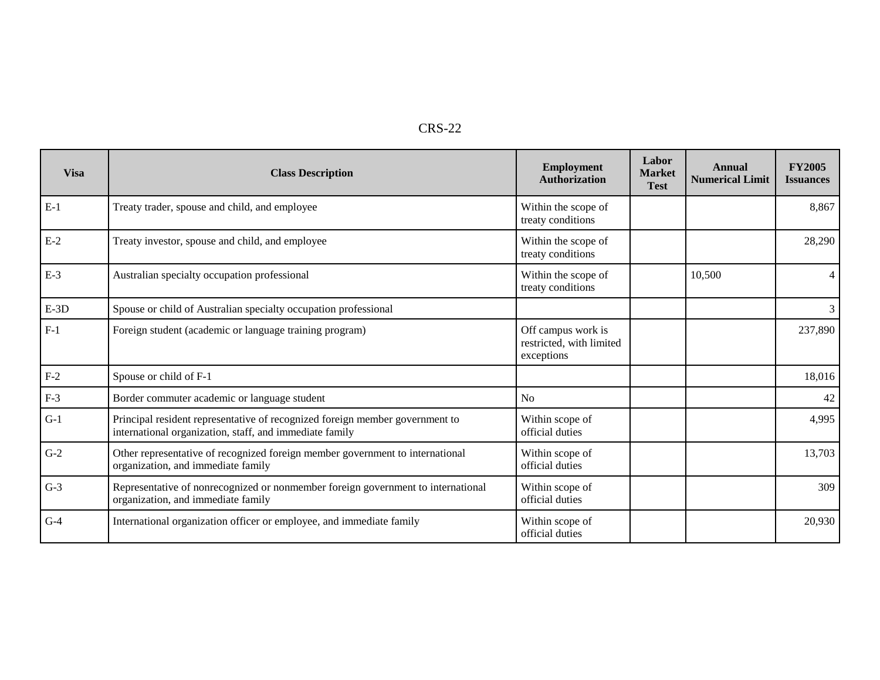| Visa | Class Description | Employment Authorization | Labor Market Test | Annual Numerical Limit | FY2005 Issuances |
|---|---|---|---|---|---|
| E-1 | Treaty trader, spouse and child, and employee | Within the scope of treaty conditions | | | 8,867 |
| E-2 | Treaty investor, spouse and child, and employee | Within the scope of treaty conditions | | | 28,290 |
| E-3 | Australian specialty occupation professional | Within the scope of treaty conditions | | 10,500 | 4 |
| E-3D | Spouse or child of Australian specialty occupation professional | | | | 3 |
| F-1 | Foreign student (academic or language training program) | Off campus work is restricted, with limited exceptions | | | 237,890 |
| F-2 | Spouse or child of F-1 | | | | 18,016 |
| F-3 | Border commuter academic or language student | No | | | 42 |
| G-1 | Principal resident representative of recognized foreign member government to international organization, staff, and immediate family | Within scope of official duties | | | 4,995 |
| G-2 | Other representative of recognized foreign member government to international organization, and immediate family | Within scope of official duties | | | 13,703 |
| G-3 | Representative of nonrecognized or nonmember foreign government to international organization, and immediate family | Within scope of official duties | | | 309 |
| G-4 | International organization officer or employee, and immediate family | Within scope of official duties | | | 20,930 |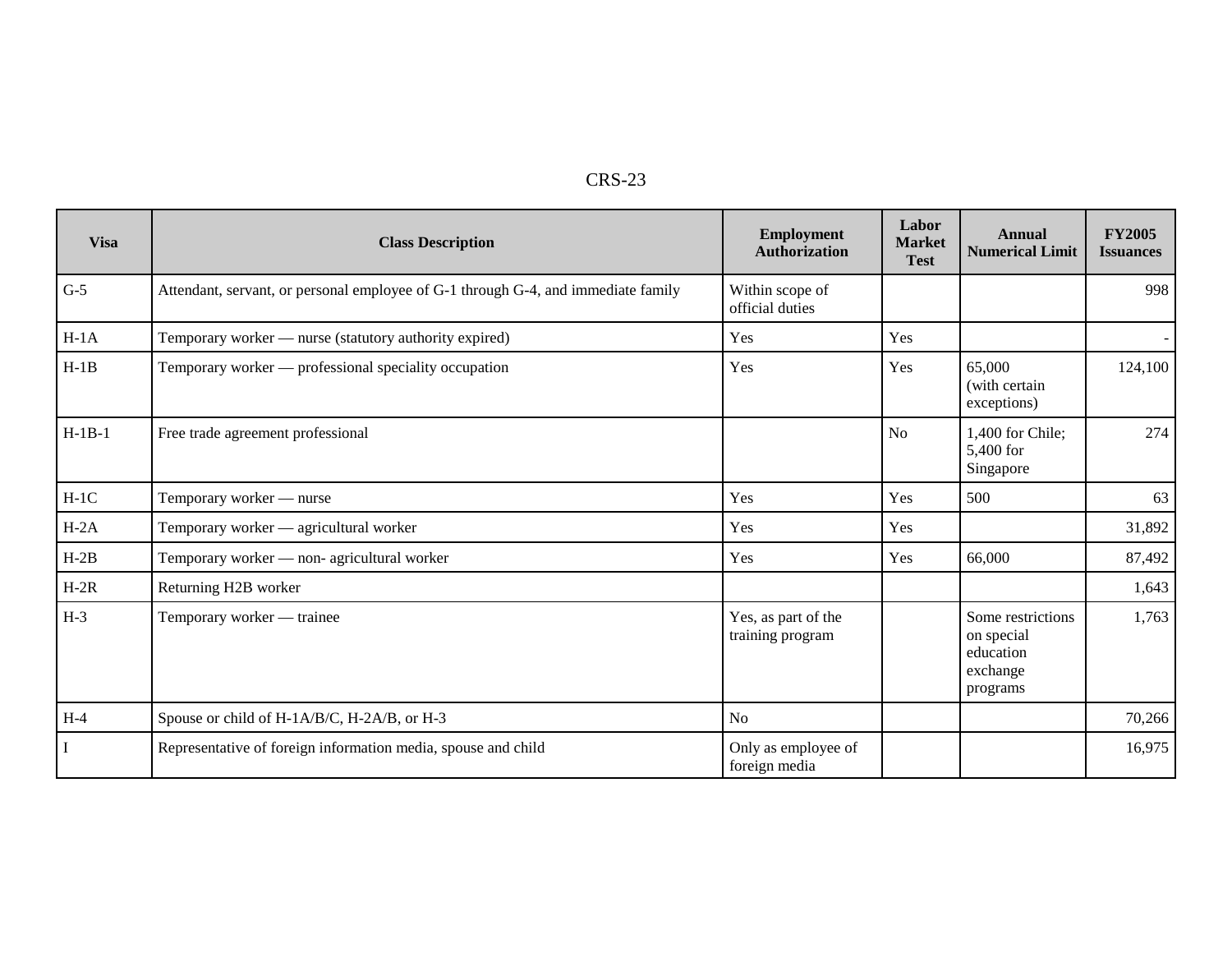| Visa | Class Description | Employment Authorization | Labor Market Test | Annual Numerical Limit | FY2005 Issuances |
|---|---|---|---|---|---|
| G-5 | Attendant, servant, or personal employee of G-1 through G-4, and immediate family | Within scope of official duties | | | 998 |
| H-1A | Temporary worker — nurse (statutory authority expired) | Yes | Yes | | - |
| H-1B | Temporary worker — professional speciality occupation | Yes | Yes | 65,000 (with certain exceptions) | 124,100 |
| H-1B-1 | Free trade agreement professional | | No | 1,400 for Chile; 5,400 for Singapore | 274 |
| H-1C | Temporary worker — nurse | Yes | Yes | 500 | 63 |
| H-2A | Temporary worker — agricultural worker | Yes | Yes | | 31,892 |
| H-2B | Temporary worker — non- agricultural worker | Yes | Yes | 66,000 | 87,492 |
| H-2R | Returning H2B worker | | | | 1,643 |
| H-3 | Temporary worker — trainee | Yes, as part of the training program | | Some restrictions on special education exchange programs | 1,763 |
| H-4 | Spouse or child of H-1A/B/C, H-2A/B, or H-3 | No | | | 70,266 |
| I | Representative of foreign information media, spouse and child | Only as employee of foreign media | | | 16,975 |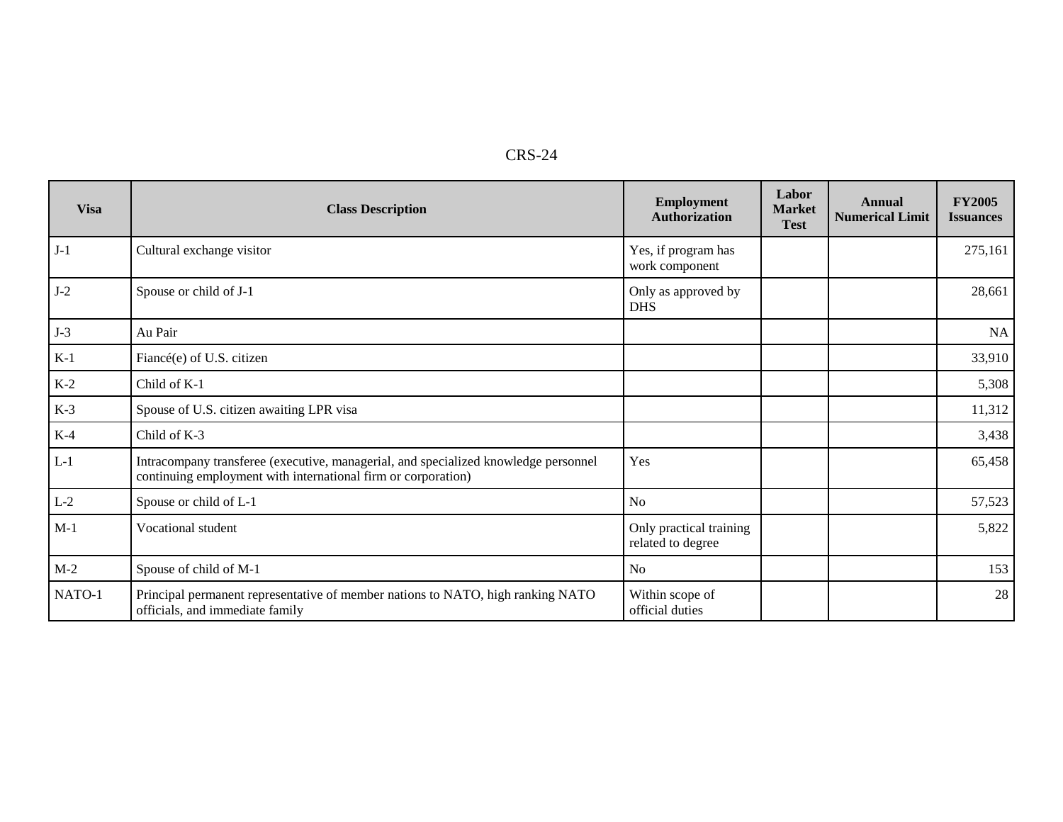| Visa | Class Description | Employment Authorization | Labor Market Test | Annual Numerical Limit | FY2005 Issuances |
|---|---|---|---|---|---|
| J-1 | Cultural exchange visitor | Yes, if program has work component | | | 275,161 |
| J-2 | Spouse or child of J-1 | Only as approved by DHS | | | 28,661 |
| J-3 | Au Pair | | | | NA |
| K-1 | Fiancé(e) of U.S. citizen | | | | 33,910 |
| K-2 | Child of K-1 | | | | 5,308 |
| K-3 | Spouse of U.S. citizen awaiting LPR visa | | | | 11,312 |
| K-4 | Child of K-3 | | | | 3,438 |
| L-1 | Intracompany transferee (executive, managerial, and specialized knowledge personnel continuing employment with international firm or corporation) | Yes | | | 65,458 |
| L-2 | Spouse or child of L-1 | No | | | 57,523 |
| M-1 | Vocational student | Only practical training related to degree | | | 5,822 |
| M-2 | Spouse of child of M-1 | No | | | 153 |
| NATO-1 | Principal permanent representative of member nations to NATO, high ranking NATO officials, and immediate family | Within scope of official duties | | | 28 |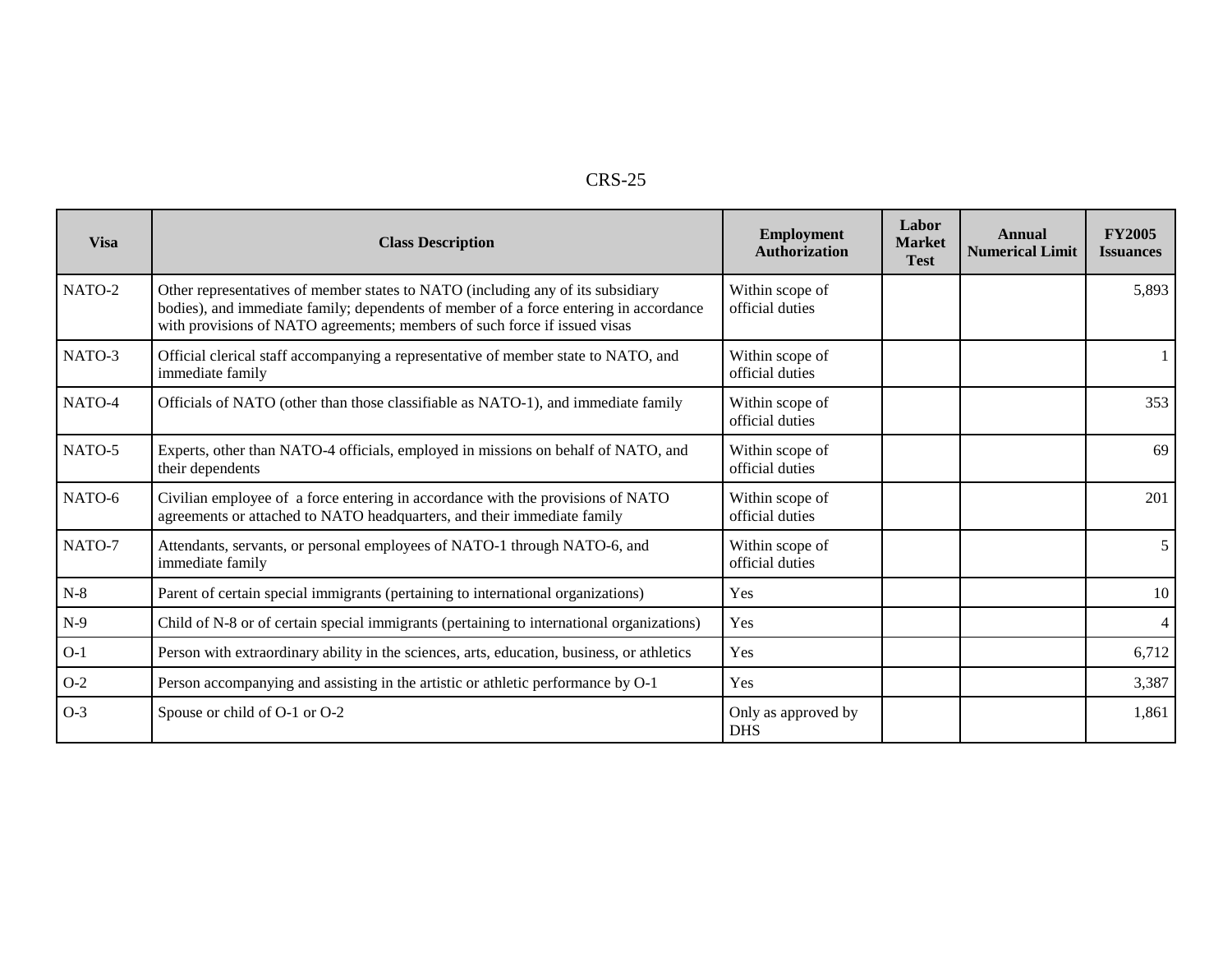| Visa | Class Description | Employment Authorization | Labor Market Test | Annual Numerical Limit | FY2005 Issuances |
|---|---|---|---|---|---|
| NATO-2 | Other representatives of member states to NATO (including any of its subsidiary bodies), and immediate family; dependents of member of a force entering in accordance with provisions of NATO agreements; members of such force if issued visas | Within scope of official duties | | | 5,893 |
| NATO-3 | Official clerical staff accompanying a representative of member state to NATO, and immediate family | Within scope of official duties | | | 1 |
| NATO-4 | Officials of NATO (other than those classifiable as NATO-1), and immediate family | Within scope of official duties | | | 353 |
| NATO-5 | Experts, other than NATO-4 officials, employed in missions on behalf of NATO, and their dependents | Within scope of official duties | | | 69 |
| NATO-6 | Civilian employee of a force entering in accordance with the provisions of NATO agreements or attached to NATO headquarters, and their immediate family | Within scope of official duties | | | 201 |
| NATO-7 | Attendants, servants, or personal employees of NATO-1 through NATO-6, and immediate family | Within scope of official duties | | | 5 |
| N-8 | Parent of certain special immigrants (pertaining to international organizations) | Yes | | | 10 |
| N-9 | Child of N-8 or of certain special immigrants (pertaining to international organizations) | Yes | | | 4 |
| O-1 | Person with extraordinary ability in the sciences, arts, education, business, or athletics | Yes | | | 6,712 |
| O-2 | Person accompanying and assisting in the artistic or athletic performance by O-1 | Yes | | | 3,387 |
| O-3 | Spouse or child of O-1 or O-2 | Only as approved by DHS | | | 1,861 |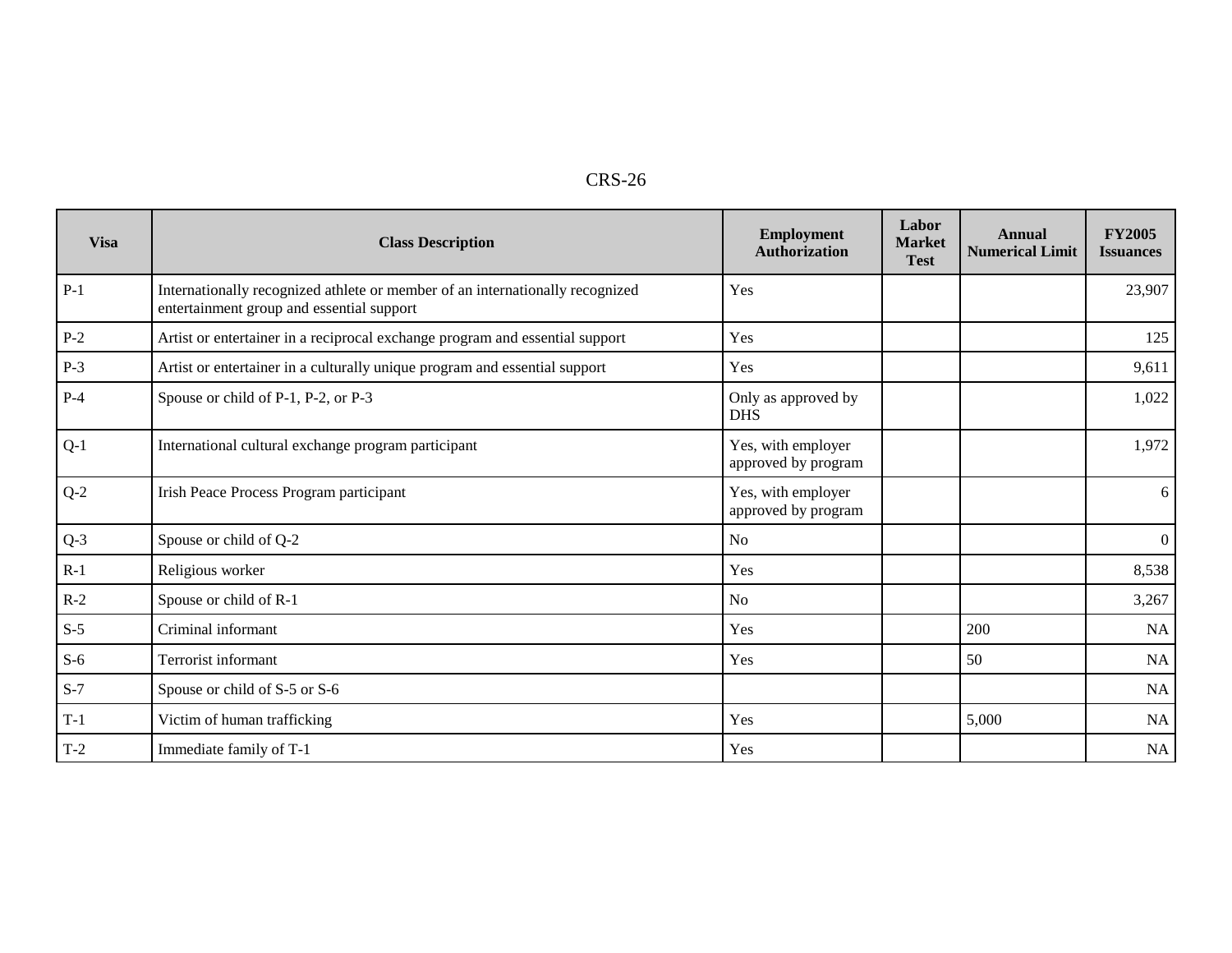| Visa | Class Description | Employment Authorization | Labor Market Test | Annual Numerical Limit | FY2005 Issuances |
|---|---|---|---|---|---|
| P-1 | Internationally recognized athlete or member of an internationally recognized entertainment group and essential support | Yes | | | 23,907 |
| P-2 | Artist or entertainer in a reciprocal exchange program and essential support | Yes | | | 125 |
| P-3 | Artist or entertainer in a culturally unique program and essential support | Yes | | | 9,611 |
| P-4 | Spouse or child of P-1, P-2, or P-3 | Only as approved by DHS | | | 1,022 |
| Q-1 | International cultural exchange program participant | Yes, with employer approved by program | | | 1,972 |
| Q-2 | Irish Peace Process Program participant | Yes, with employer approved by program | | | 6 |
| Q-3 | Spouse or child of Q-2 | No | | | 0 |
| R-1 | Religious worker | Yes | | | 8,538 |
| R-2 | Spouse or child of R-1 | No | | | 3,267 |
| S-5 | Criminal informant | Yes | | 200 | NA |
| S-6 | Terrorist informant | Yes | | 50 | NA |
| S-7 | Spouse or child of S-5 or S-6 | | | | NA |
| T-1 | Victim of human trafficking | Yes | | 5,000 | NA |
| T-2 | Immediate family of T-1 | Yes | | | NA |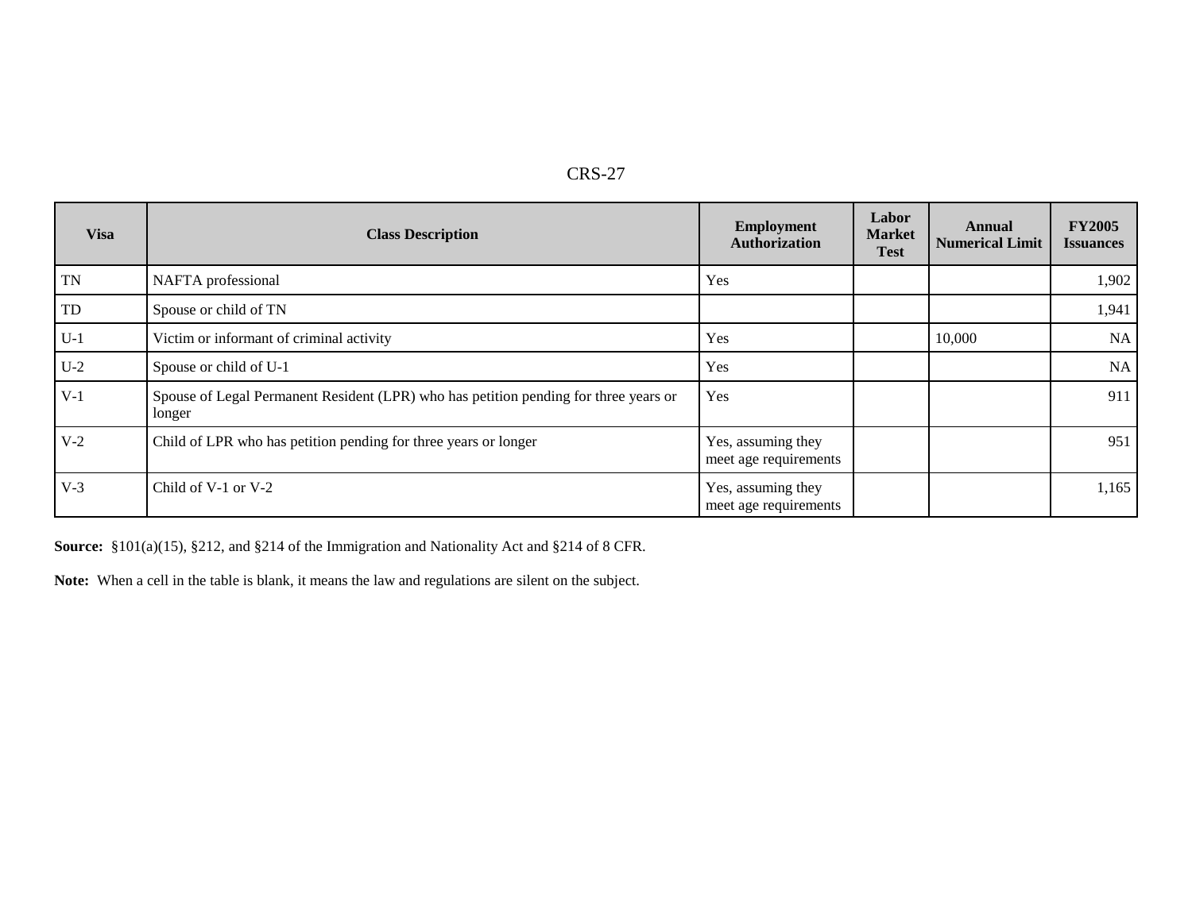| Visa | Class Description | Employment Authorization | Labor Market Test | Annual Numerical Limit | FY2005 Issuances |
|---|---|---|---|---|---|
| TN | NAFTA professional | Yes | | | 1,902 |
| TD | Spouse or child of TN | | | | 1,941 |
| U-1 | Victim or informant of criminal activity | Yes | | 10,000 | NA |
| U-2 | Spouse or child of U-1 | Yes | | | NA |
| V-1 | Spouse of Legal Permanent Resident (LPR) who has petition pending for three years or longer | Yes | | | 911 |
| V-2 | Child of LPR who has petition pending for three years or longer | Yes, assuming they meet age requirements | | | 951 |
| V-3 | Child of V-1 or V-2 | Yes, assuming they meet age requirements | | | 1,165 |

**Source:** §101(a)(15), §212, and §214 of the Immigration and Nationality Act and §214 of 8 CFR.

**Note:** When a cell in the table is blank, it means the law and regulations are silent on the subject.